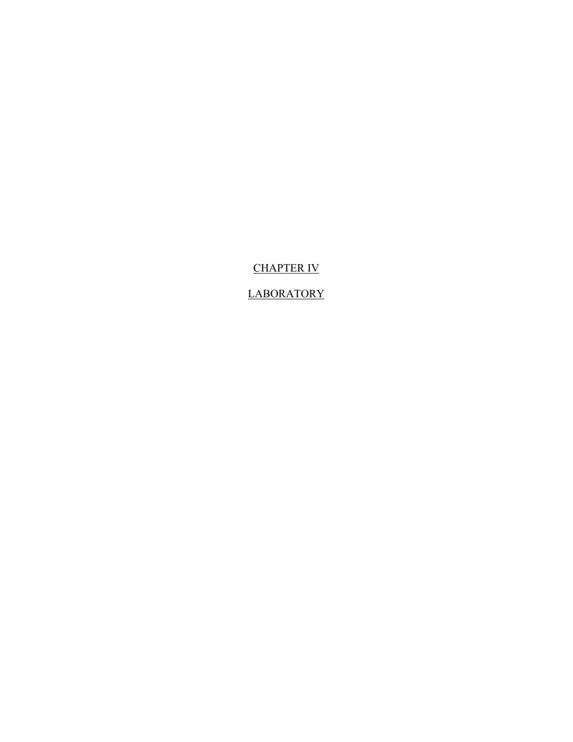# CHAPTER IV

## LABORATORY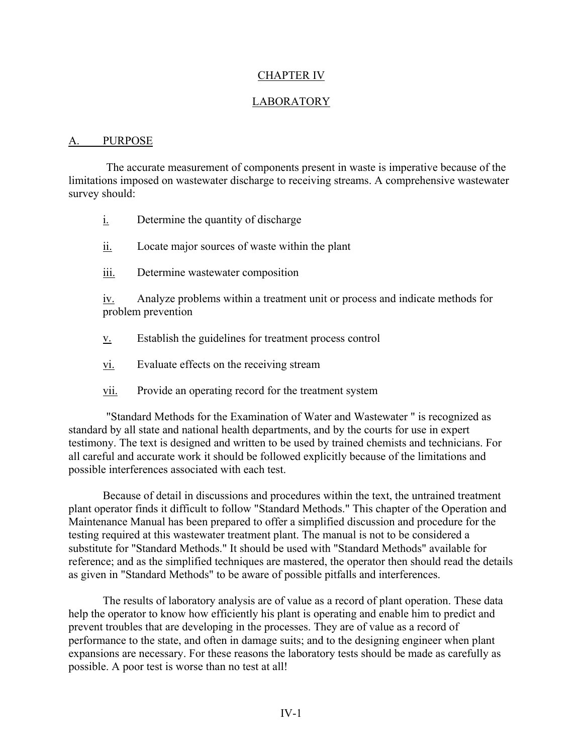# CHAPTER IV

# LABORATORY

## A. PURPOSE

The accurate measurement of components present in waste is imperative because of the limitations imposed on wastewater discharge to receiving streams. A comprehensive wastewater survey should:

i. Determine the quantity of discharge

ii. Locate major sources of waste within the plant

iii. Determine wastewater composition

iv. Analyze problems within a treatment unit or process and indicate methods for problem prevention

v. Establish the guidelines for treatment process control

vi. Evaluate effects on the receiving stream

vii. Provide an operating record for the treatment system

"Standard Methods for the Examination of Water and Wastewater " is recognized as standard by all state and national health departments, and by the courts for use in expert testimony. The text is designed and written to be used by trained chemists and technicians. For all careful and accurate work it should be followed explicitly because of the limitations and possible interferences associated with each test.

Because of detail in discussions and procedures within the text, the untrained treatment plant operator finds it difficult to follow "Standard Methods." This chapter of the Operation and Maintenance Manual has been prepared to offer a simplified discussion and procedure for the testing required at this wastewater treatment plant. The manual is not to be considered a substitute for "Standard Methods." It should be used with "Standard Methods" available for reference; and as the simplified techniques are mastered, the operator then should read the details as given in "Standard Methods" to be aware of possible pitfalls and interferences.

The results of laboratory analysis are of value as a record of plant operation. These data help the operator to know how efficiently his plant is operating and enable him to predict and prevent troubles that are developing in the processes. They are of value as a record of performance to the state, and often in damage suits; and to the designing engineer when plant expansions are necessary. For these reasons the laboratory tests should be made as carefully as possible. A poor test is worse than no test at all!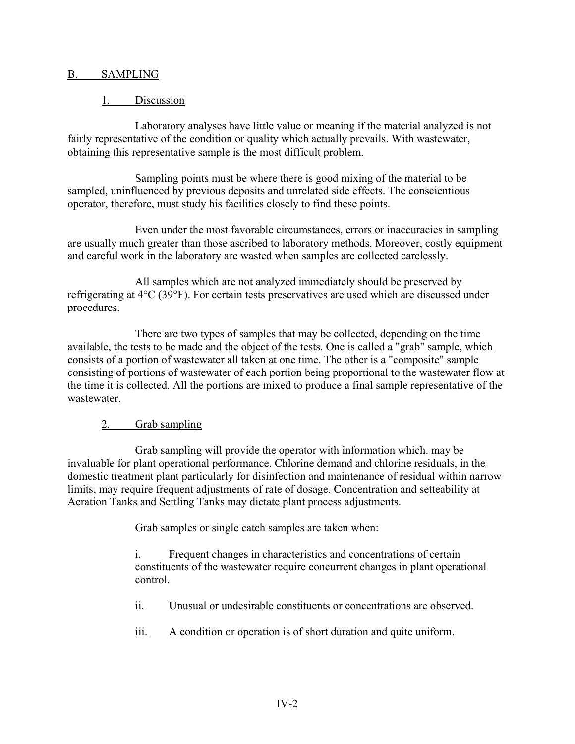## B. SAMPLING

### 1. Discussion

Laboratory analyses have little value or meaning if the material analyzed is not fairly representative of the condition or quality which actually prevails. With wastewater, obtaining this representative sample is the most difficult problem.

Sampling points must be where there is good mixing of the material to be sampled, uninfluenced by previous deposits and unrelated side effects. The conscientious operator, therefore, must study his facilities closely to find these points.

Even under the most favorable circumstances, errors or inaccuracies in sampling are usually much greater than those ascribed to laboratory methods. Moreover, costly equipment and careful work in the laboratory are wasted when samples are collected carelessly.

All samples which are not analyzed immediately should be preserved by refrigerating at 4°C (39°F). For certain tests preservatives are used which are discussed under procedures.

There are two types of samples that may be collected, depending on the time available, the tests to be made and the object of the tests. One is called a "grab" sample, which consists of a portion of wastewater all taken at one time. The other is a "composite" sample consisting of portions of wastewater of each portion being proportional to the wastewater flow at the time it is collected. All the portions are mixed to produce a final sample representative of the wastewater.

### 2. Grab sampling

Grab sampling will provide the operator with information which. may be invaluable for plant operational performance. Chlorine demand and chlorine residuals, in the domestic treatment plant particularly for disinfection and maintenance of residual within narrow limits, may require frequent adjustments of rate of dosage. Concentration and setteability at Aeration Tanks and Settling Tanks may dictate plant process adjustments.

Grab samples or single catch samples are taken when:

i. Frequent changes in characteristics and concentrations of certain constituents of the wastewater require concurrent changes in plant operational control.

ii. Unusual or undesirable constituents or concentrations are observed.

iii. A condition or operation is of short duration and quite uniform.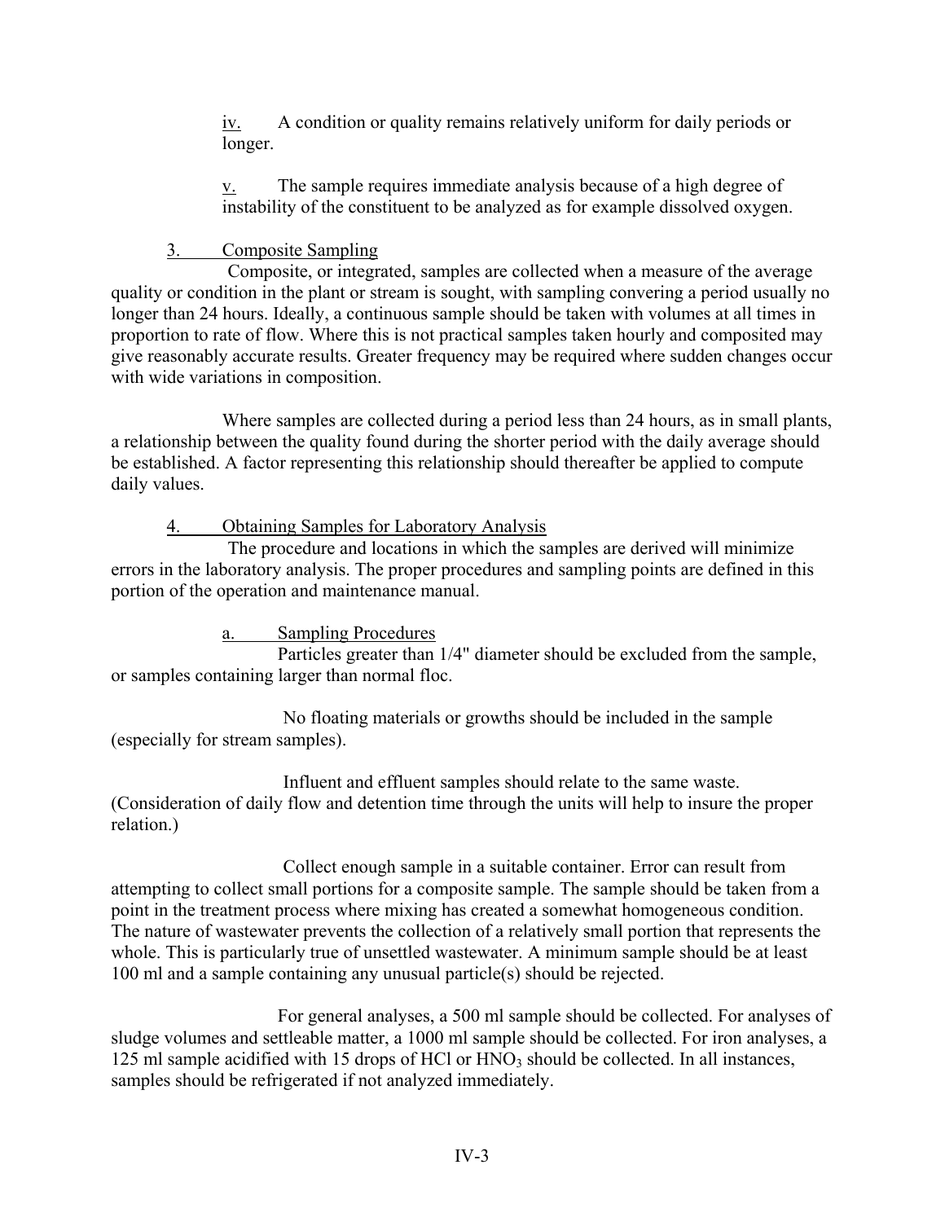iv. A condition or quality remains relatively uniform for daily periods or longer.

v. The sample requires immediate analysis because of a high degree of instability of the constituent to be analyzed as for example dissolved oxygen.

3. Composite Sampling

Composite, or integrated, samples are collected when a measure of the average quality or condition in the plant or stream is sought, with sampling convering a period usually no longer than 24 hours. Ideally, a continuous sample should be taken with volumes at all times in proportion to rate of flow. Where this is not practical samples taken hourly and composited may give reasonably accurate results. Greater frequency may be required where sudden changes occur with wide variations in composition.

Where samples are collected during a period less than 24 hours, as in small plants, a relationship between the quality found during the shorter period with the daily average should be established. A factor representing this relationship should thereafter be applied to compute daily values.

4. Obtaining Samples for Laboratory Analysis

The procedure and locations in which the samples are derived will minimize errors in the laboratory analysis. The proper procedures and sampling points are defined in this portion of the operation and maintenance manual.

a. Sampling Procedures

Particles greater than 1/4" diameter should be excluded from the sample, or samples containing larger than normal floc.

No floating materials or growths should be included in the sample (especially for stream samples).

Influent and effluent samples should relate to the same waste. (Consideration of daily flow and detention time through the units will help to insure the proper relation.)

Collect enough sample in a suitable container. Error can result from attempting to collect small portions for a composite sample. The sample should be taken from a point in the treatment process where mixing has created a somewhat homogeneous condition. The nature of wastewater prevents the collection of a relatively small portion that represents the whole. This is particularly true of unsettled wastewater. A minimum sample should be at least 100 ml and a sample containing any unusual particle(s) should be rejected.

For general analyses, a 500 ml sample should be collected. For analyses of sludge volumes and settleable matter, a 1000 ml sample should be collected. For iron analyses, a 125 ml sample acidified with 15 drops of HCl or $HNO_3$ should be collected. In all instances, samples should be refrigerated if not analyzed immediately.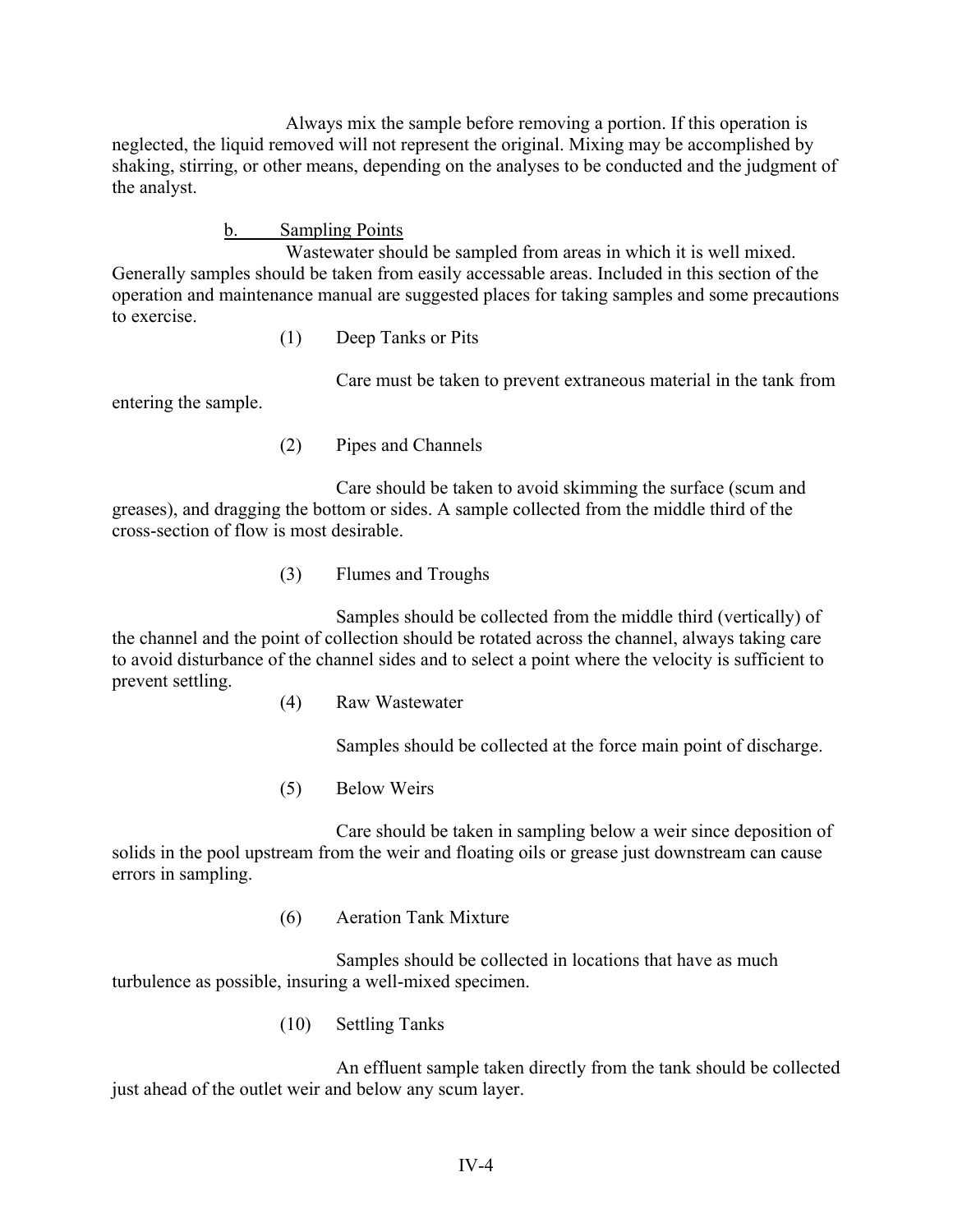Always mix the sample before removing a portion. If this operation is neglected, the liquid removed will not represent the original. Mixing may be accomplished by shaking, stirring, or other means, depending on the analyses to be conducted and the judgment of the analyst.

b. Sampling Points

Wastewater should be sampled from areas in which it is well mixed. Generally samples should be taken from easily accessable areas. Included in this section of the operation and maintenance manual are suggested places for taking samples and some precautions to exercise.

(1) Deep Tanks or Pits

Care must be taken to prevent extraneous material in the tank from entering the sample.

(2) Pipes and Channels

Care should be taken to avoid skimming the surface (scum and greases), and dragging the bottom or sides. A sample collected from the middle third of the cross-section of flow is most desirable.

(3) Flumes and Troughs

Samples should be collected from the middle third (vertically) of the channel and the point of collection should be rotated across the channel, always taking care to avoid disturbance of the channel sides and to select a point where the velocity is sufficient to prevent settling.

(4) Raw Wastewater

Samples should be collected at the force main point of discharge.

(5) Below Weirs

Care should be taken in sampling below a weir since deposition of solids in the pool upstream from the weir and floating oils or grease just downstream can cause errors in sampling.

(6) Aeration Tank Mixture

Samples should be collected in locations that have as much turbulence as possible, insuring a well-mixed specimen.

(10) Settling Tanks

An effluent sample taken directly from the tank should be collected just ahead of the outlet weir and below any scum layer.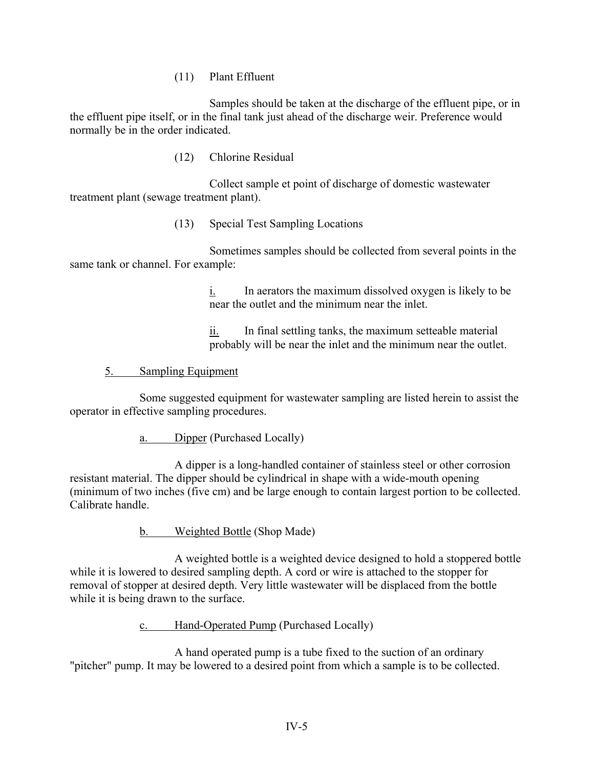(11) Plant Effluent

Samples should be taken at the discharge of the effluent pipe, or in the effluent pipe itself, or in the final tank just ahead of the discharge weir. Preference would normally be in the order indicated.

(12) Chlorine Residual

Collect sample et point of discharge of domestic wastewater treatment plant (sewage treatment plant).

(13) Special Test Sampling Locations

Sometimes samples should be collected from several points in the same tank or channel. For example:

i. In aerators the maximum dissolved oxygen is likely to be near the outlet and the minimum near the inlet.

ii. In final settling tanks, the maximum setteable material probably will be near the inlet and the minimum near the outlet.

## 5. Sampling Equipment

Some suggested equipment for wastewater sampling are listed herein to assist the operator in effective sampling procedures.

### a. Dipper (Purchased Locally)

A dipper is a long-handled container of stainless steel or other corrosion resistant material. The dipper should be cylindrical in shape with a wide-mouth opening (minimum of two inches (five cm) and be large enough to contain largest portion to be collected. Calibrate handle.

### b. Weighted Bottle (Shop Made)

A weighted bottle is a weighted device designed to hold a stoppered bottle while it is lowered to desired sampling depth. A cord or wire is attached to the stopper for removal of stopper at desired depth. Very little wastewater will be displaced from the bottle while it is being drawn to the surface.

### c. Hand-Operated Pump (Purchased Locally)

A hand operated pump is a tube fixed to the suction of an ordinary "pitcher" pump. It may be lowered to a desired point from which a sample is to be collected.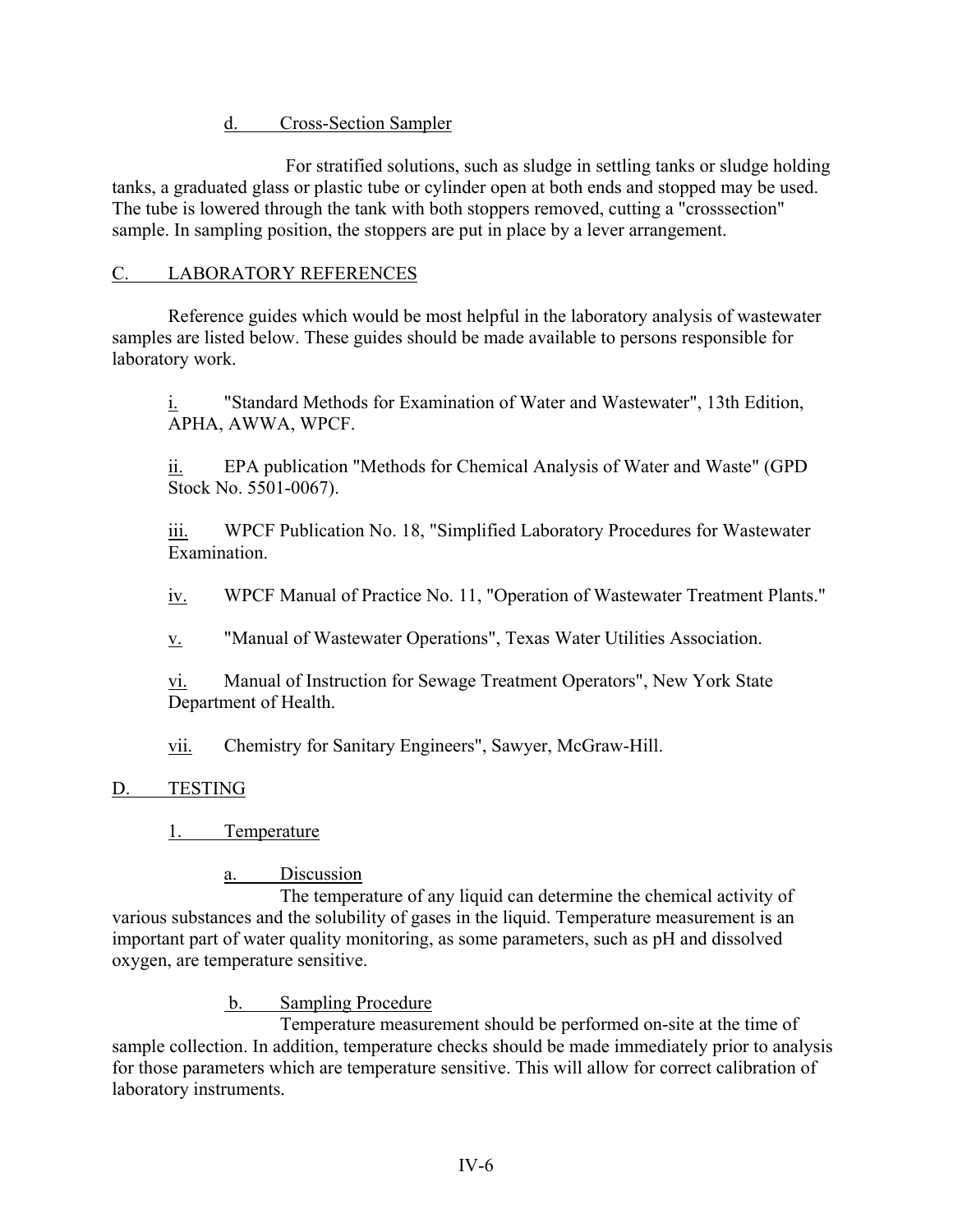#### d. Cross-Section Sampler

For stratified solutions, such as sludge in settling tanks or sludge holding tanks, a graduated glass or plastic tube or cylinder open at both ends and stopped may be used. The tube is lowered through the tank with both stoppers removed, cutting a "crosssection" sample. In sampling position, the stoppers are put in place by a lever arrangement.

## C. LABORATORY REFERENCES

Reference guides which would be most helpful in the laboratory analysis of wastewater samples are listed below. These guides should be made available to persons responsible for laboratory work.

i. "Standard Methods for Examination of Water and Wastewater", 13th Edition, APHA, AWWA, WPCF.

ii. EPA publication "Methods for Chemical Analysis of Water and Waste" (GPD Stock No. 5501-0067).

iii. WPCF Publication No. 18, "Simplified Laboratory Procedures for Wastewater Examination.

iv. WPCF Manual of Practice No. 11, "Operation of Wastewater Treatment Plants."

v. "Manual of Wastewater Operations", Texas Water Utilities Association.

vi. Manual of Instruction for Sewage Treatment Operators", New York State Department of Health.

vii. Chemistry for Sanitary Engineers", Sawyer, McGraw-Hill.

## D. TESTING

### 1. Temperature

#### a. Discussion

The temperature of any liquid can determine the chemical activity of various substances and the solubility of gases in the liquid. Temperature measurement is an important part of water quality monitoring, as some parameters, such as pH and dissolved oxygen, are temperature sensitive.

#### b. Sampling Procedure

Temperature measurement should be performed on-site at the time of sample collection. In addition, temperature checks should be made immediately prior to analysis for those parameters which are temperature sensitive. This will allow for correct calibration of laboratory instruments.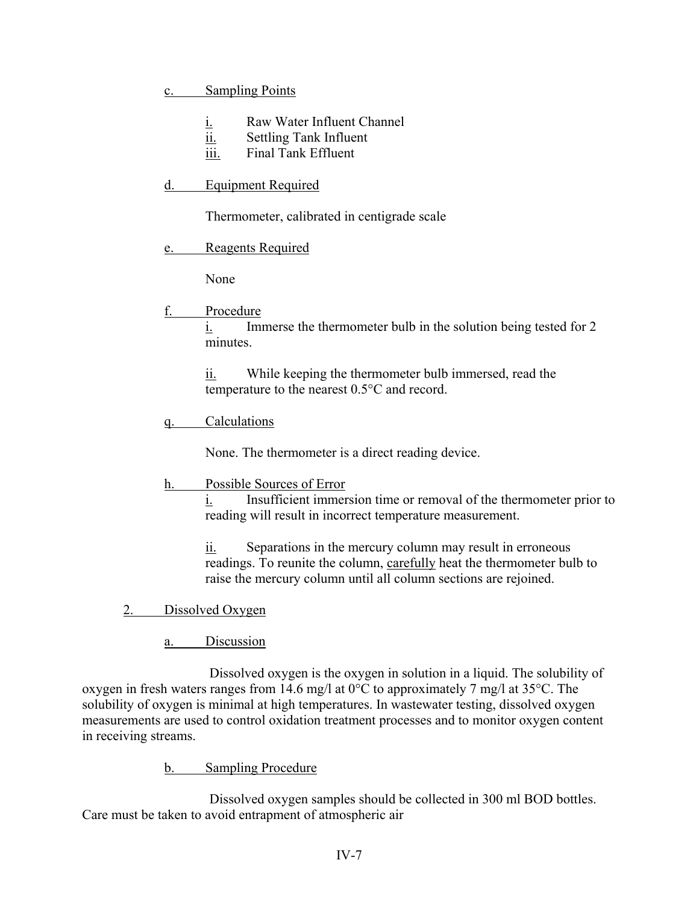c. Sampling Points

i. Raw Water Influent Channel
ii. Settling Tank Influent
iii. Final Tank Effluent

d. Equipment Required

Thermometer, calibrated in centigrade scale

e. Reagents Required

None

f. Procedure

i. Immerse the thermometer bulb in the solution being tested for 2 minutes.

ii. While keeping the thermometer bulb immersed, read the temperature to the nearest 0.5°C and record.

q. Calculations

None. The thermometer is a direct reading device.

h. Possible Sources of Error

i. Insufficient immersion time or removal of the thermometer prior to reading will result in incorrect temperature measurement.

ii. Separations in the mercury column may result in erroneous readings. To reunite the column, carefully heat the thermometer bulb to raise the mercury column until all column sections are rejoined.

2. Dissolved Oxygen

a. Discussion

Dissolved oxygen is the oxygen in solution in a liquid. The solubility of oxygen in fresh waters ranges from 14.6 mg/l at 0°C to approximately 7 mg/l at 35°C. The solubility of oxygen is minimal at high temperatures. In wastewater testing, dissolved oxygen measurements are used to control oxidation treatment processes and to monitor oxygen content in receiving streams.

b. Sampling Procedure

Dissolved oxygen samples should be collected in 300 ml BOD bottles. Care must be taken to avoid entrapment of atmospheric air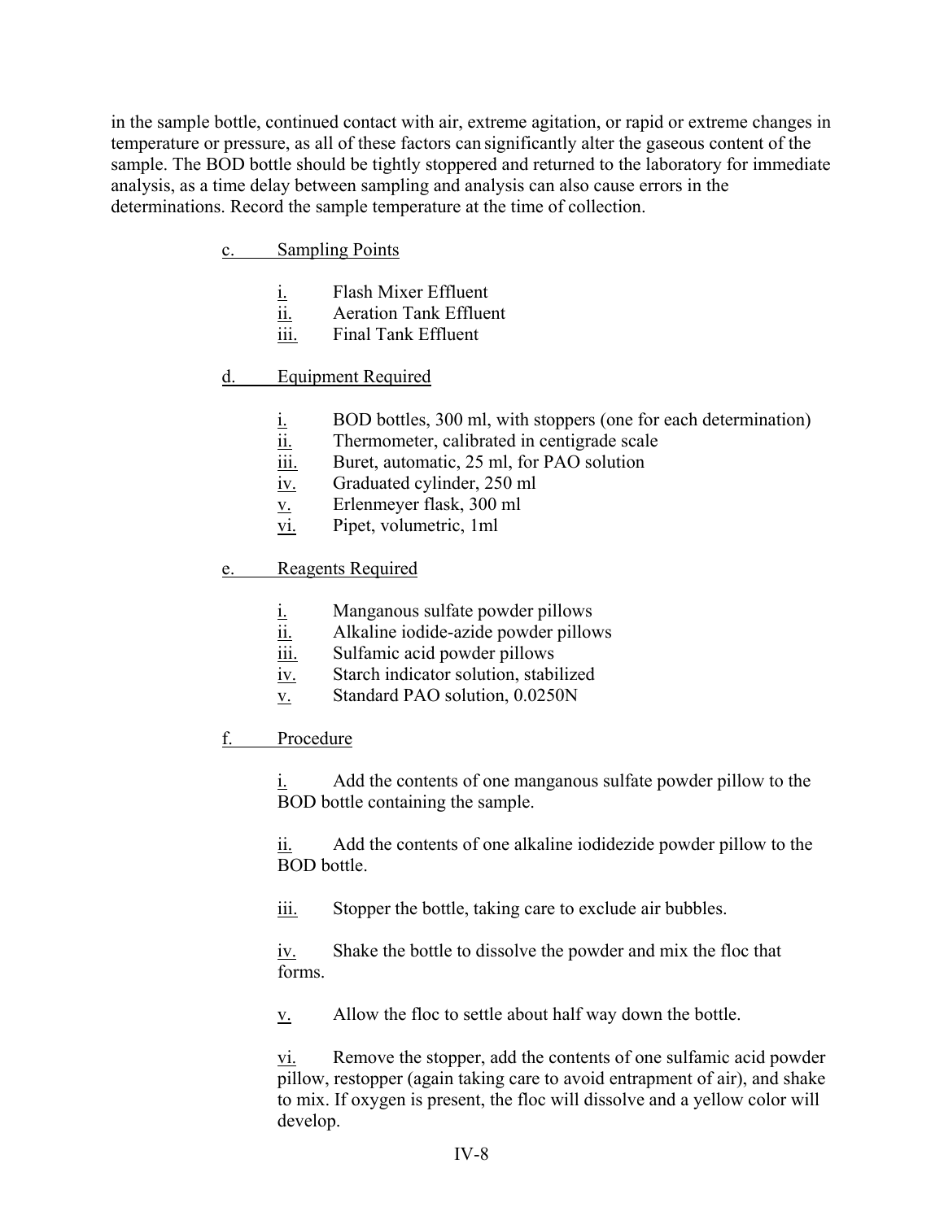in the sample bottle, continued contact with air, extreme agitation, or rapid or extreme changes in temperature or pressure, as all of these factors can significantly alter the gaseous content of the sample. The BOD bottle should be tightly stoppered and returned to the laboratory for immediate analysis, as a time delay between sampling and analysis can also cause errors in the determinations. Record the sample temperature at the time of collection.

c. Sampling Points

- i. Flash Mixer Effluent
- ii. Aeration Tank Effluent
- iii. Final Tank Effluent

d. Equipment Required

- i. BOD bottles, 300 ml, with stoppers (one for each determination)
- ii. Thermometer, calibrated in centigrade scale
- iii. Buret, automatic, 25 ml, for PAO solution
- iv. Graduated cylinder, 250 ml
- v. Erlenmeyer flask, 300 ml
- vi. Pipet, volumetric, 1ml

e. Reagents Required

- i. Manganous sulfate powder pillows
- ii. Alkaline iodide-azide powder pillows
- iii. Sulfamic acid powder pillows
- iv. Starch indicator solution, stabilized
- v. Standard PAO solution, 0.0250N

f. Procedure

i. Add the contents of one manganous sulfate powder pillow to the BOD bottle containing the sample.

ii. Add the contents of one alkaline iodidezide powder pillow to the BOD bottle.

iii. Stopper the bottle, taking care to exclude air bubbles.

iv. Shake the bottle to dissolve the powder and mix the floc that forms.

v. Allow the floc to settle about half way down the bottle.

vi. Remove the stopper, add the contents of one sulfamic acid powder pillow, restopper (again taking care to avoid entrapment of air), and shake to mix. If oxygen is present, the floc will dissolve and a yellow color will develop.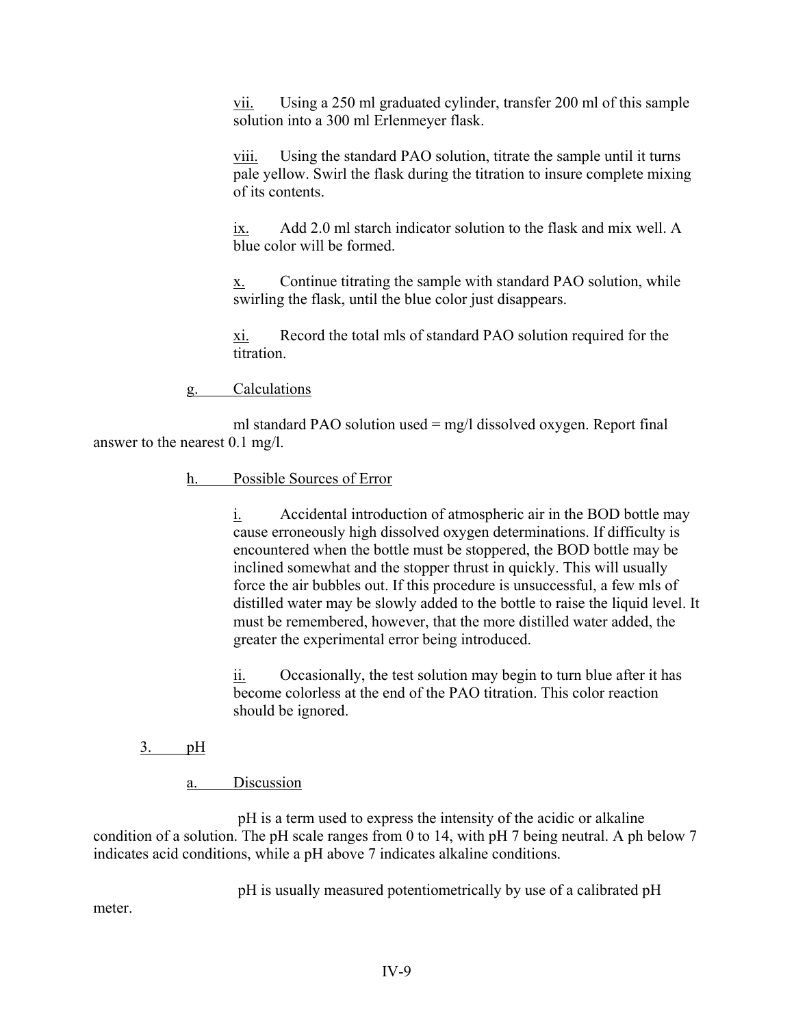vii. Using a 250 ml graduated cylinder, transfer 200 ml of this sample solution into a 300 ml Erlenmeyer flask.

viii. Using the standard PAO solution, titrate the sample until it turns pale yellow. Swirl the flask during the titration to insure complete mixing of its contents.

ix. Add 2.0 ml starch indicator solution to the flask and mix well. A blue color will be formed.

x. Continue titrating the sample with standard PAO solution, while swirling the flask, until the blue color just disappears.

xi. Record the total mls of standard PAO solution required for the titration.

g. Calculations

ml standard PAO solution used = mg/l dissolved oxygen. Report final answer to the nearest 0.1 mg/l.

h. Possible Sources of Error

i. Accidental introduction of atmospheric air in the BOD bottle may cause erroneously high dissolved oxygen determinations. If difficulty is encountered when the bottle must be stoppered, the BOD bottle may be inclined somewhat and the stopper thrust in quickly. This will usually force the air bubbles out. If this procedure is unsuccessful, a few mls of distilled water may be slowly added to the bottle to raise the liquid level. It must be remembered, however, that the more distilled water added, the greater the experimental error being introduced.

ii. Occasionally, the test solution may begin to turn blue after it has become colorless at the end of the PAO titration. This color reaction should be ignored.

3. pH

a. Discussion

pH is a term used to express the intensity of the acidic or alkaline condition of a solution. The pH scale ranges from 0 to 14, with pH 7 being neutral. A ph below 7 indicates acid conditions, while a pH above 7 indicates alkaline conditions.

pH is usually measured potentiometrically by use of a calibrated pH meter.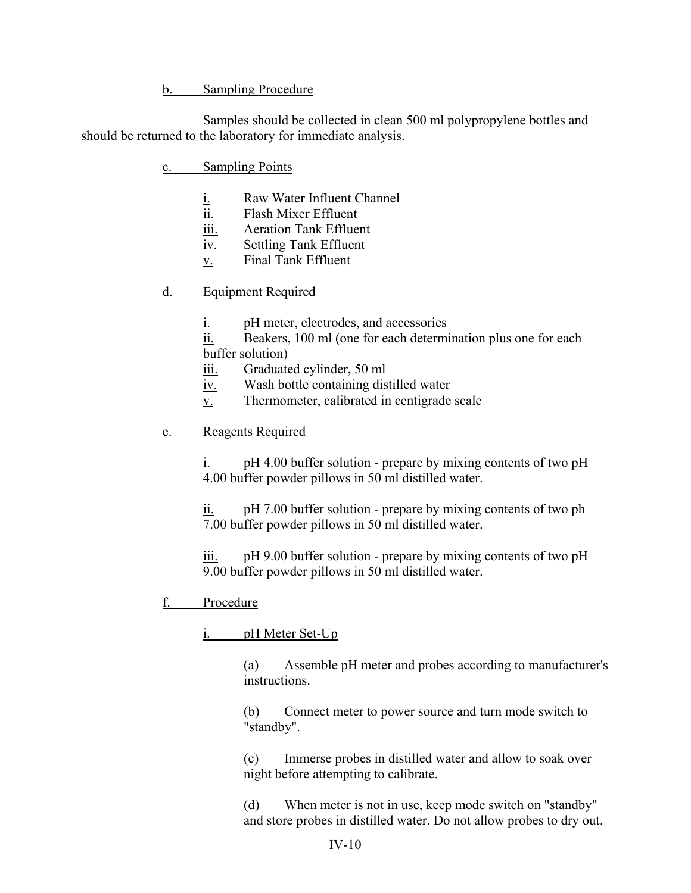b. Sampling Procedure

Samples should be collected in clean 500 ml polypropylene bottles and should be returned to the laboratory for immediate analysis.

c. Sampling Points

- i. Raw Water Influent Channel
- ii. Flash Mixer Effluent
- iii. Aeration Tank Effluent
- iv. Settling Tank Effluent
- v. Final Tank Effluent

d. Equipment Required

- i. pH meter, electrodes, and accessories
- ii. Beakers, 100 ml (one for each determination plus one for each buffer solution)
- iii. Graduated cylinder, 50 ml
- iv. Wash bottle containing distilled water
- v. Thermometer, calibrated in centigrade scale

e. Reagents Required

i. pH 4.00 buffer solution - prepare by mixing contents of two pH 4.00 buffer powder pillows in 50 ml distilled water.

ii. pH 7.00 buffer solution - prepare by mixing contents of two ph 7.00 buffer powder pillows in 50 ml distilled water.

iii. pH 9.00 buffer solution - prepare by mixing contents of two pH 9.00 buffer powder pillows in 50 ml distilled water.

f. Procedure

i. pH Meter Set-Up

(a) Assemble pH meter and probes according to manufacturer's instructions.

(b) Connect meter to power source and turn mode switch to "standby".

(c) Immerse probes in distilled water and allow to soak over night before attempting to calibrate.

(d) When meter is not in use, keep mode switch on "standby" and store probes in distilled water. Do not allow probes to dry out.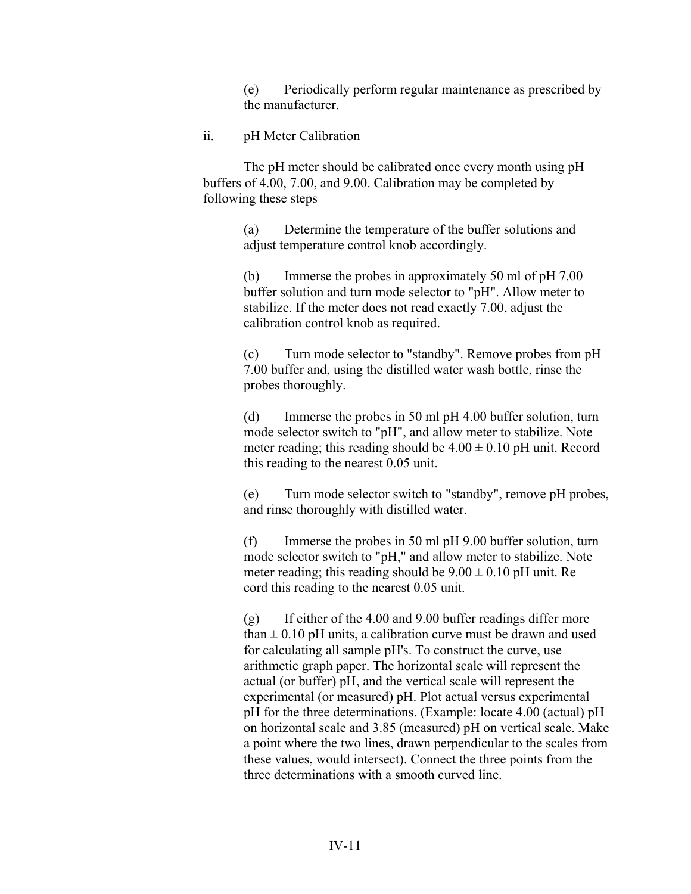(e) Periodically perform regular maintenance as prescribed by the manufacturer.

ii. <u>pH Meter Calibration</u>

The pH meter should be calibrated once every month using pH buffers of 4.00, 7.00, and 9.00. Calibration may be completed by following these steps

(a) Determine the temperature of the buffer solutions and adjust temperature control knob accordingly.

(b) Immerse the probes in approximately 50 ml of pH 7.00 buffer solution and turn mode selector to "pH". Allow meter to stabilize. If the meter does not read exactly 7.00, adjust the calibration control knob as required.

(c) Turn mode selector to "standby". Remove probes from pH 7.00 buffer and, using the distilled water wash bottle, rinse the probes thoroughly.

(d) Immerse the probes in 50 ml pH 4.00 buffer solution, turn mode selector switch to "pH", and allow meter to stabilize. Note meter reading; this reading should be $4.00 \pm 0.10$ pH unit. Record this reading to the nearest 0.05 unit.

(e) Turn mode selector switch to "standby", remove pH probes, and rinse thoroughly with distilled water.

(f) Immerse the probes in 50 ml pH 9.00 buffer solution, turn mode selector switch to "pH," and allow meter to stabilize. Note meter reading; this reading should be $9.00 \pm 0.10$ pH unit. Re cord this reading to the nearest 0.05 unit.

(g) If either of the 4.00 and 9.00 buffer readings differ more than $\pm$ 0.10 pH units, a calibration curve must be drawn and used for calculating all sample pH's. To construct the curve, use arithmetic graph paper. The horizontal scale will represent the actual (or buffer) pH, and the vertical scale will represent the experimental (or measured) pH. Plot actual versus experimental pH for the three determinations. (Example: locate 4.00 (actual) pH on horizontal scale and 3.85 (measured) pH on vertical scale. Make a point where the two lines, drawn perpendicular to the scales from these values, would intersect). Connect the three points from the three determinations with a smooth curved line.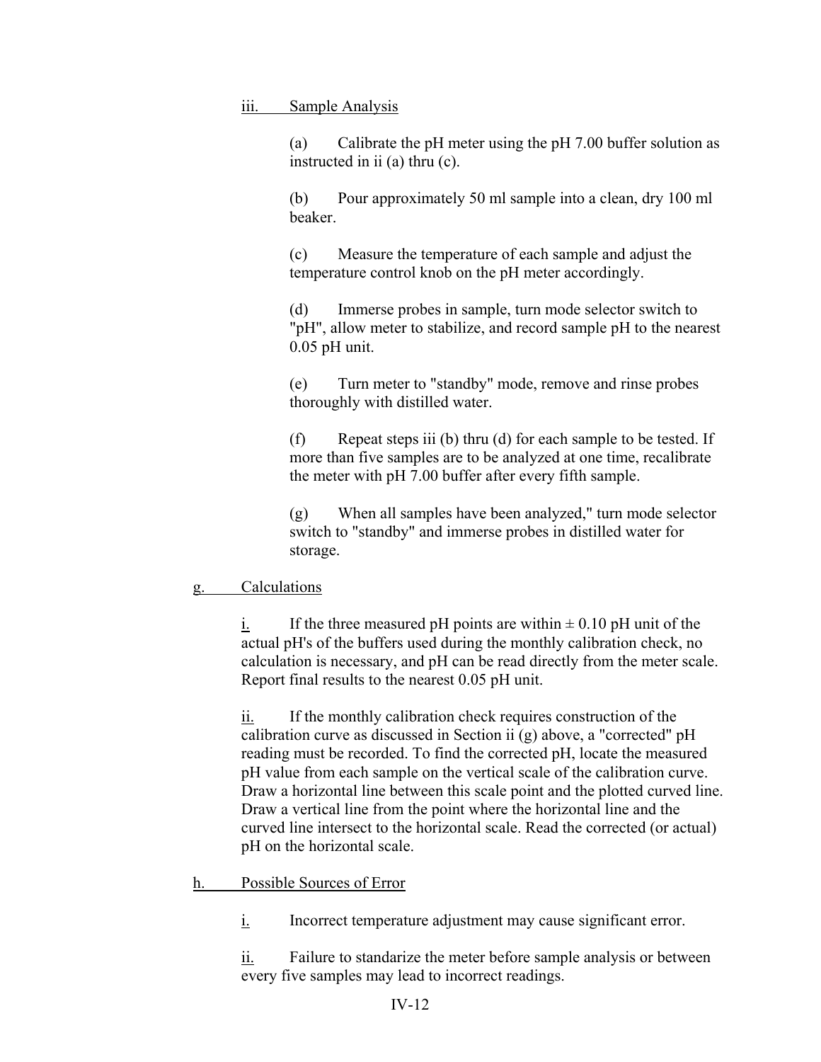iii. Sample Analysis

(a) Calibrate the pH meter using the pH 7.00 buffer solution as instructed in ii (a) thru (c).

(b) Pour approximately 50 ml sample into a clean, dry 100 ml beaker.

(c) Measure the temperature of each sample and adjust the temperature control knob on the pH meter accordingly.

(d) Immerse probes in sample, turn mode selector switch to "pH", allow meter to stabilize, and record sample pH to the nearest 0.05 pH unit.

(e) Turn meter to "standby" mode, remove and rinse probes thoroughly with distilled water.

(f) Repeat steps iii (b) thru (d) for each sample to be tested. If more than five samples are to be analyzed at one time, recalibrate the meter with pH 7.00 buffer after every fifth sample.

(g) When all samples have been analyzed," turn mode selector switch to "standby" and immerse probes in distilled water for storage.

g. Calculations

i. If the three measured pH points are within ± 0.10 pH unit of the actual pH's of the buffers used during the monthly calibration check, no calculation is necessary, and pH can be read directly from the meter scale. Report final results to the nearest 0.05 pH unit.

ii. If the monthly calibration check requires construction of the calibration curve as discussed in Section ii (g) above, a "corrected" pH reading must be recorded. To find the corrected pH, locate the measured pH value from each sample on the vertical scale of the calibration curve. Draw a horizontal line between this scale point and the plotted curved line. Draw a vertical line from the point where the horizontal line and the curved line intersect to the horizontal scale. Read the corrected (or actual) pH on the horizontal scale.

h. Possible Sources of Error

i. Incorrect temperature adjustment may cause significant error.

ii. Failure to standarize the meter before sample analysis or between every five samples may lead to incorrect readings.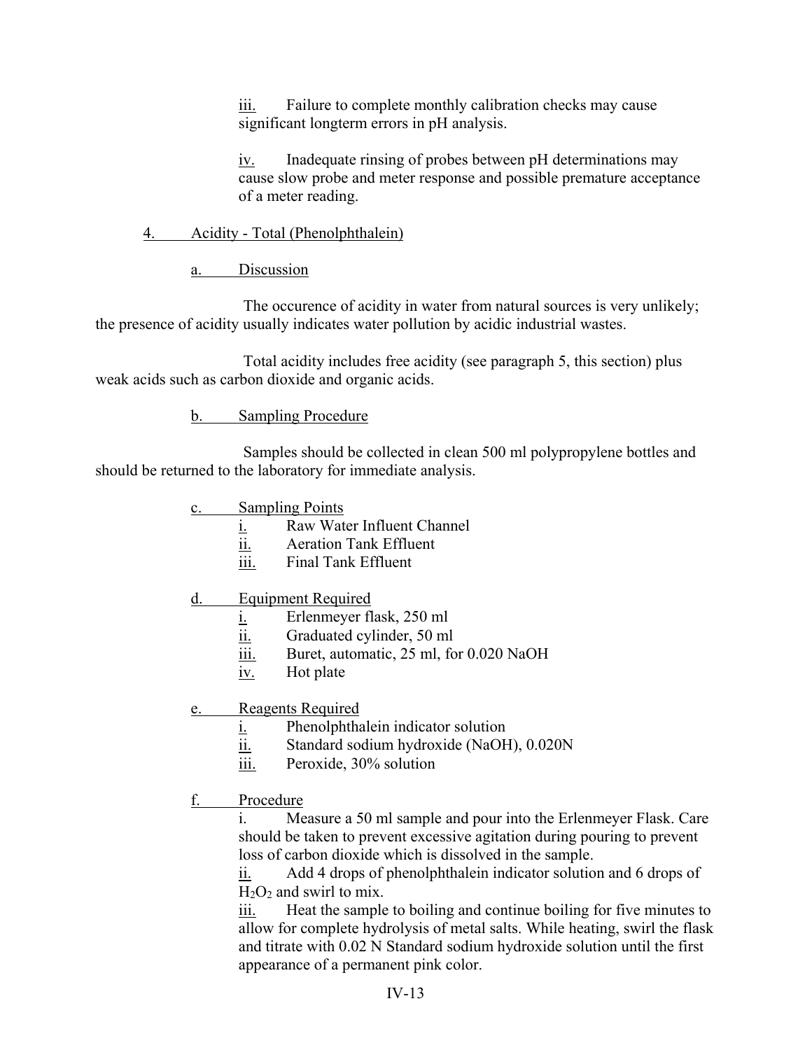iii. Failure to complete monthly calibration checks may cause significant longterm errors in pH analysis.

iv. Inadequate rinsing of probes between pH determinations may cause slow probe and meter response and possible premature acceptance of a meter reading.

4. Acidity - Total (Phenolphthalein)

a. Discussion

The occurence of acidity in water from natural sources is very unlikely; the presence of acidity usually indicates water pollution by acidic industrial wastes.

Total acidity includes free acidity (see paragraph 5, this section) plus weak acids such as carbon dioxide and organic acids.

b. Sampling Procedure

Samples should be collected in clean 500 ml polypropylene bottles and should be returned to the laboratory for immediate analysis.

c. Sampling Points

- i. Raw Water Influent Channel
- ii. Aeration Tank Effluent
- iii. Final Tank Effluent

d. Equipment Required

- i. Erlenmeyer flask, 250 ml
- ii. Graduated cylinder, 50 ml
- iii. Buret, automatic, 25 ml, for 0.020 NaOH
- iv. Hot plate

e. Reagents Required

- i. Phenolphthalein indicator solution
- ii. Standard sodium hydroxide (NaOH), 0.020N
- iii. Peroxide, 30% solution

f. Procedure

i. Measure a 50 ml sample and pour into the Erlenmeyer Flask. Care should be taken to prevent excessive agitation during pouring to prevent loss of carbon dioxide which is dissolved in the sample.

ii. Add 4 drops of phenolphthalein indicator solution and 6 drops of $H_2O_2$ and swirl to mix.

iii. Heat the sample to boiling and continue boiling for five minutes to allow for complete hydrolysis of metal salts. While heating, swirl the flask and titrate with 0.02 N Standard sodium hydroxide solution until the first appearance of a permanent pink color.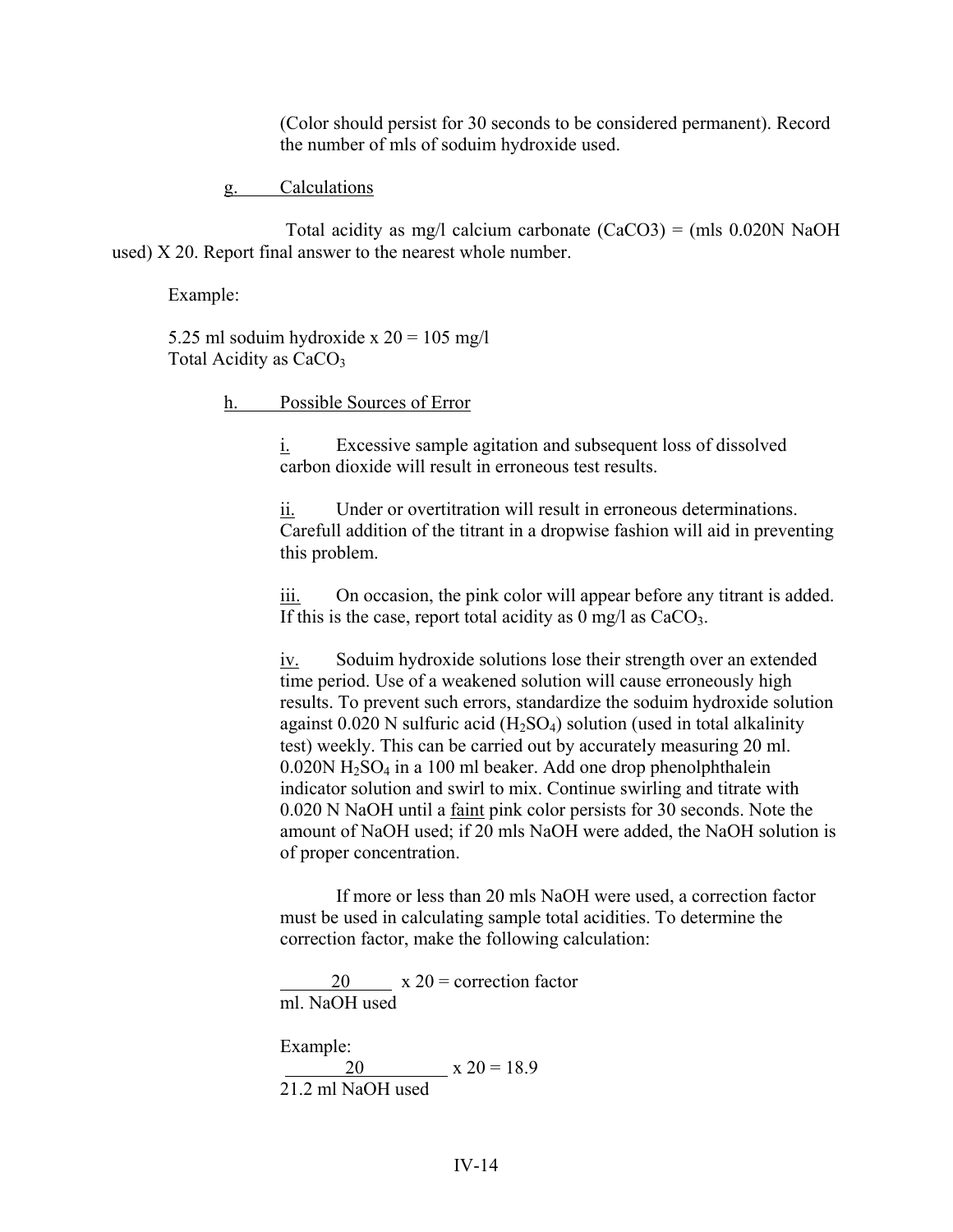(Color should persist for 30 seconds to be considered permanent). Record the number of mls of soduim hydroxide used.

g. Calculations

Total acidity as mg/l calcium carbonate (CaCO3) = (mls 0.020N NaOH used) X 20. Report final answer to the nearest whole number.

Example:

5.25 ml soduim hydroxide x 20 = 105 mg/l
Total Acidity as $CaCO_3$

h. Possible Sources of Error

i. Excessive sample agitation and subsequent loss of dissolved carbon dioxide will result in erroneous test results.

ii. Under or overtitration will result in erroneous determinations. Carefull addition of the titrant in a dropwise fashion will aid in preventing this problem.

iii. On occasion, the pink color will appear before any titrant is added. If this is the case, report total acidity as 0 mg/l as $CaCO_3$.

iv. Soduim hydroxide solutions lose their strength over an extended time period. Use of a weakened solution will cause erroneously high results. To prevent such errors, standardize the soduim hydroxide solution against 0.020 N sulfuric acid ($H_2SO_4$) solution (used in total alkalinity test) weekly. This can be carried out by accurately measuring 20 ml. 0.020N $H_2SO_4$ in a 100 ml beaker. Add one drop phenolphthalein indicator solution and swirl to mix. Continue swirling and titrate with 0.020 N NaOH until a faint pink color persists for 30 seconds. Note the amount of NaOH used; if 20 mls NaOH were added, the NaOH solution is of proper concentration.

If more or less than 20 mls NaOH were used, a correction factor must be used in calculating sample total acidities. To determine the correction factor, make the following calculation:

$$\frac{20}{\text{ml. NaOH used}} \times 20 = \text{correction factor}$$

Example:

$$\frac{20}{\text{21.2 ml NaOH used}} \times 20 = 18.9$$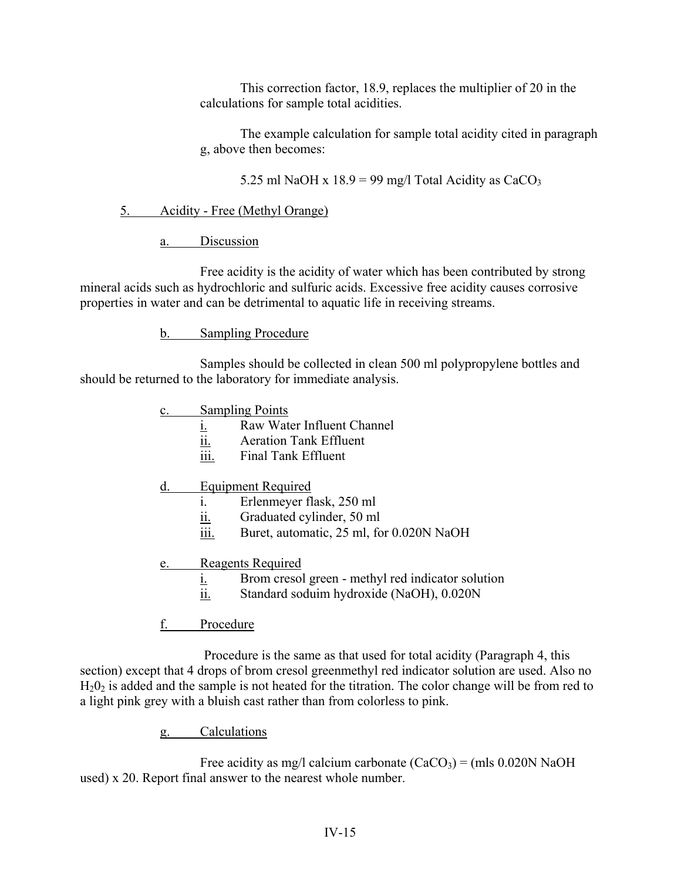This correction factor, 18.9, replaces the multiplier of 20 in the calculations for sample total acidities.

The example calculation for sample total acidity cited in paragraph g, above then becomes:

5.25 ml NaOH x 18.9 = 99 mg/l Total Acidity as $CaCO_3$

5. Acidity - Free (Methyl Orange)

a. Discussion

Free acidity is the acidity of water which has been contributed by strong mineral acids such as hydrochloric and sulfuric acids. Excessive free acidity causes corrosive properties in water and can be detrimental to aquatic life in receiving streams.

b. Sampling Procedure

Samples should be collected in clean 500 ml polypropylene bottles and should be returned to the laboratory for immediate analysis.

c. Sampling Points

i. Raw Water Influent Channel
ii. Aeration Tank Effluent
iii. Final Tank Effluent

d. Equipment Required

i. Erlenmeyer flask, 250 ml
ii. Graduated cylinder, 50 ml
iii. Buret, automatic, 25 ml, for 0.020N NaOH

e. Reagents Required

i. Brom cresol green - methyl red indicator solution
ii. Standard soduim hydroxide (NaOH), 0.020N

f. Procedure

Procedure is the same as that used for total acidity (Paragraph 4, this section) except that 4 drops of brom cresol greenmethyl red indicator solution are used. Also no $H_20_2$ is added and the sample is not heated for the titration. The color change will be from red to a light pink grey with a bluish cast rather than from colorless to pink.

g. Calculations

Free acidity as mg/l calcium carbonate ($CaCO_3$) = (mls 0.020N NaOH used) x 20. Report final answer to the nearest whole number.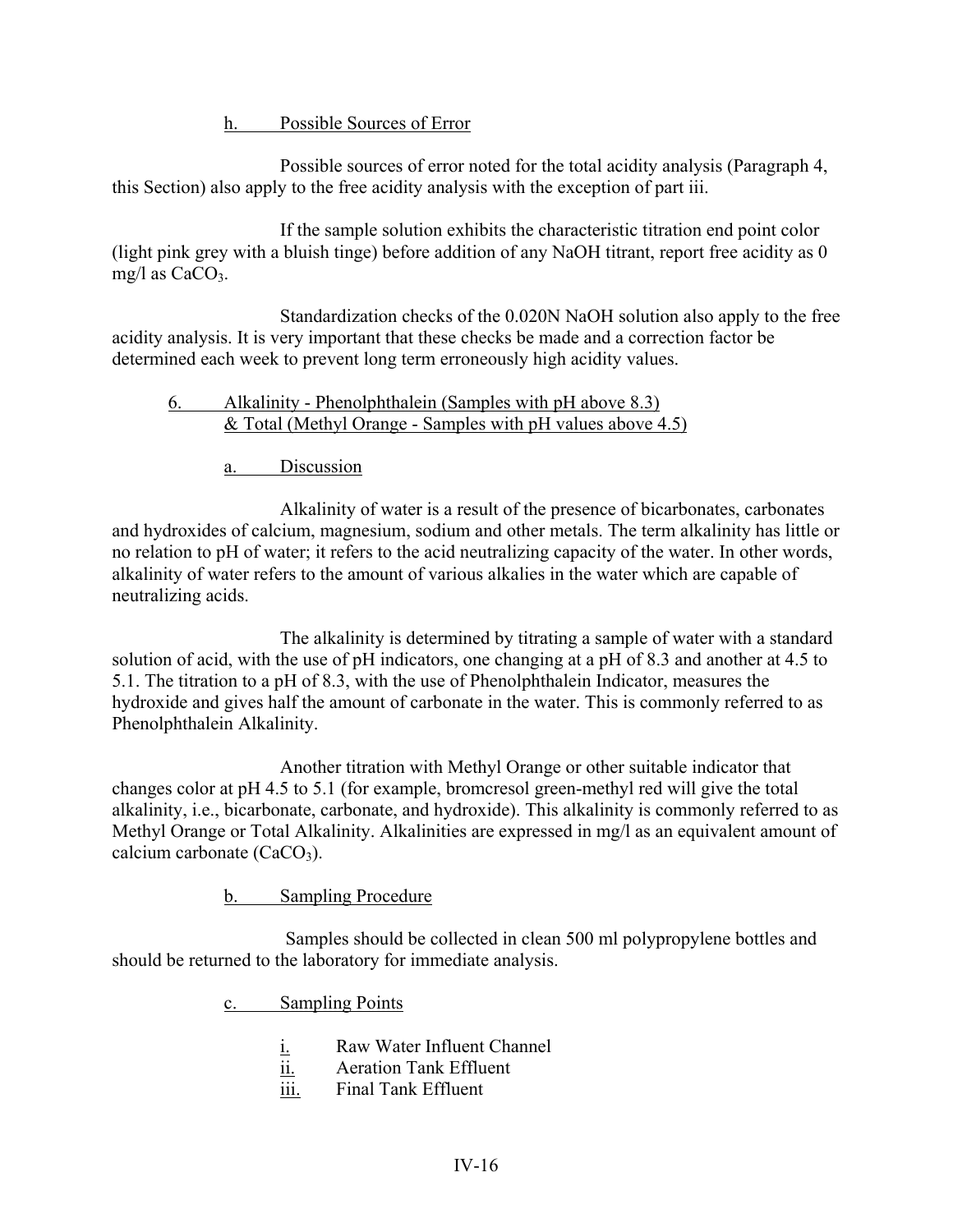### h. Possible Sources of Error

Possible sources of error noted for the total acidity analysis (Paragraph 4, this Section) also apply to the free acidity analysis with the exception of part iii.

If the sample solution exhibits the characteristic titration end point color (light pink grey with a bluish tinge) before addition of any NaOH titrant, report free acidity as 0 mg/l as $CaCO_3$.

Standardization checks of the 0.020N NaOH solution also apply to the free acidity analysis. It is very important that these checks be made and a correction factor be determined each week to prevent long term erroneously high acidity values.

## 6. Alkalinity - Phenolphthalein (Samples with pH above 8.3) & Total (Methyl Orange - Samples with pH values above 4.5)

### a. Discussion

Alkalinity of water is a result of the presence of bicarbonates, carbonates and hydroxides of calcium, magnesium, sodium and other metals. The term alkalinity has little or no relation to pH of water; it refers to the acid neutralizing capacity of the water. In other words, alkalinity of water refers to the amount of various alkalies in the water which are capable of neutralizing acids.

The alkalinity is determined by titrating a sample of water with a standard solution of acid, with the use of pH indicators, one changing at a pH of 8.3 and another at 4.5 to 5.1. The titration to a pH of 8.3, with the use of Phenolphthalein Indicator, measures the hydroxide and gives half the amount of carbonate in the water. This is commonly referred to as Phenolphthalein Alkalinity.

Another titration with Methyl Orange or other suitable indicator that changes color at pH 4.5 to 5.1 (for example, bromcresol green-methyl red will give the total alkalinity, i.e., bicarbonate, carbonate, and hydroxide). This alkalinity is commonly referred to as Methyl Orange or Total Alkalinity. Alkalinities are expressed in mg/l as an equivalent amount of calcium carbonate ($CaCO_3$).

### b. Sampling Procedure

Samples should be collected in clean 500 ml polypropylene bottles and should be returned to the laboratory for immediate analysis.

### c. Sampling Points

i. Raw Water Influent Channel
ii. Aeration Tank Effluent
iii. Final Tank Effluent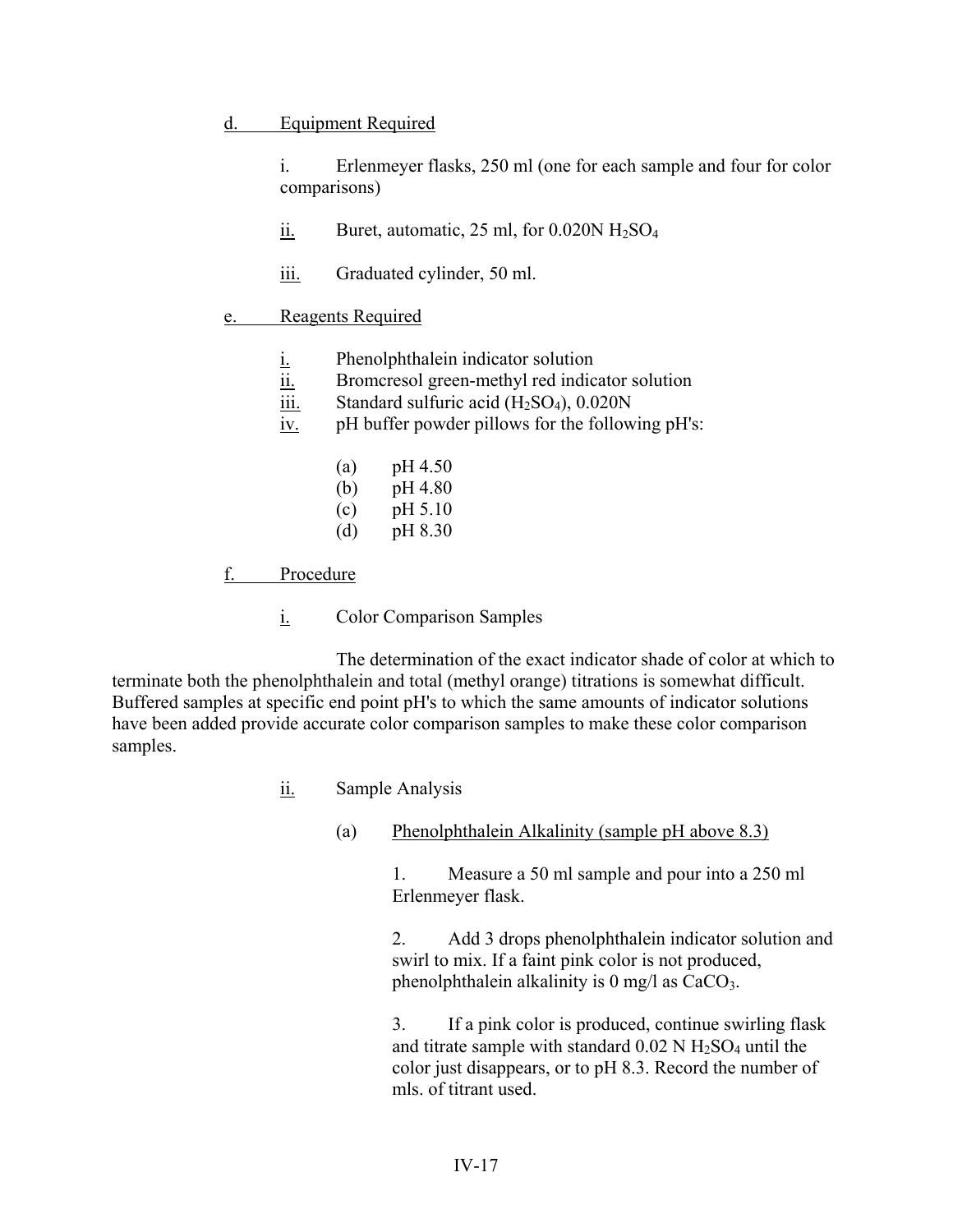d. Equipment Required

i. Erlenmeyer flasks, 250 ml (one for each sample and four for color comparisons)

ii. Buret, automatic, 25 ml, for 0.020N $H_2SO_4$

iii. Graduated cylinder, 50 ml.

e. Reagents Required

i. Phenolphthalein indicator solution
ii. Bromcresol green-methyl red indicator solution
iii. Standard sulfuric acid ($H_2SO_4$), 0.020N
iv. pH buffer powder pillows for the following pH's:

(a) pH 4.50
(b) pH 4.80
(c) pH 5.10
(d) pH 8.30

f. Procedure

i. Color Comparison Samples

The determination of the exact indicator shade of color at which to terminate both the phenolphthalein and total (methyl orange) titrations is somewhat difficult. Buffered samples at specific end point pH's to which the same amounts of indicator solutions have been added provide accurate color comparison samples to make these color comparison samples.

ii. Sample Analysis

(a) Phenolphthalein Alkalinity (sample pH above 8.3)

1. Measure a 50 ml sample and pour into a 250 ml Erlenmeyer flask.

2. Add 3 drops phenolphthalein indicator solution and swirl to mix. If a faint pink color is not produced, phenolphthalein alkalinity is 0 mg/l as $CaCO_3$.

3. If a pink color is produced, continue swirling flask and titrate sample with standard 0.02 N $H_2SO_4$ until the color just disappears, or to pH 8.3. Record the number of mls. of titrant used.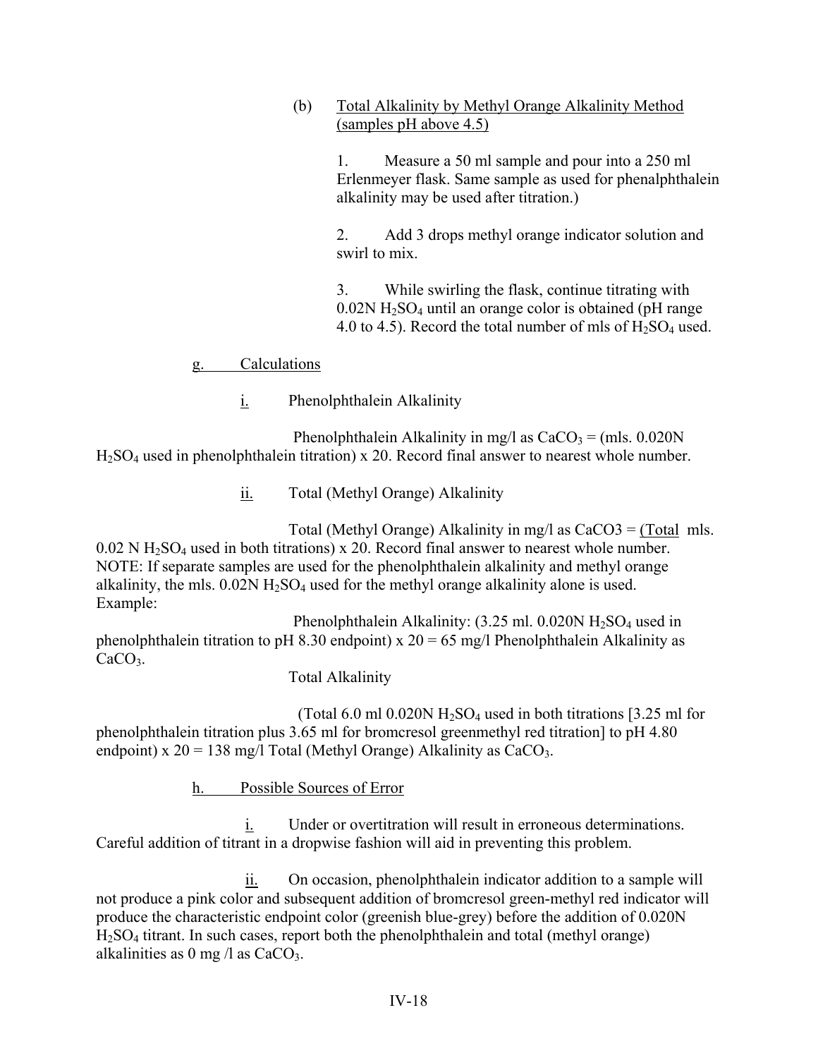(b) Total Alkalinity by Methyl Orange Alkalinity Method (samples pH above 4.5)

1. Measure a 50 ml sample and pour into a 250 ml Erlenmeyer flask. Same sample as used for phenalphthalein alkalinity may be used after titration.)

2. Add 3 drops methyl orange indicator solution and swirl to mix.

3. While swirling the flask, continue titrating with 0.02N $H_2SO_4$ until an orange color is obtained (pH range 4.0 to 4.5). Record the total number of mls of $H_2SO_4$ used.

g. Calculations

i. Phenolphthalein Alkalinity

Phenolphthalein Alkalinity in mg/l as $CaCO_3$ = (mls. 0.020N $H_2SO_4$ used in phenolphthalein titration) x 20. Record final answer to nearest whole number.

ii. Total (Methyl Orange) Alkalinity

Total (Methyl Orange) Alkalinity in mg/l as CaCO3 = (Total mls. 0.02 N $H_2SO_4$ used in both titrations) x 20. Record final answer to nearest whole number. NOTE: If separate samples are used for the phenolphthalein alkalinity and methyl orange alkalinity, the mls. 0.02N $H_2SO_4$ used for the methyl orange alkalinity alone is used.
Example:

Phenolphthalein Alkalinity: (3.25 ml. 0.020N $H_2SO_4$ used in phenolphthalein titration to pH 8.30 endpoint) x 20 = 65 mg/l Phenolphthalein Alkalinity as $CaCO_3$.

Total Alkalinity

(Total 6.0 ml 0.020N $H_2SO_4$ used in both titrations [3.25 ml for phenolphthalein titration plus 3.65 ml for bromcresol greenmethyl red titration] to pH 4.80 endpoint) x 20 = 138 mg/l Total (Methyl Orange) Alkalinity as $CaCO_3$.

h. Possible Sources of Error

i. Under or overtitration will result in erroneous determinations. Careful addition of titrant in a dropwise fashion will aid in preventing this problem.

ii. On occasion, phenolphthalein indicator addition to a sample will not produce a pink color and subsequent addition of bromcresol green-methyl red indicator will produce the characteristic endpoint color (greenish blue-grey) before the addition of 0.020N $H_2SO_4$ titrant. In such cases, report both the phenolphthalein and total (methyl orange) alkalinities as 0 mg /l as $CaCO_3$.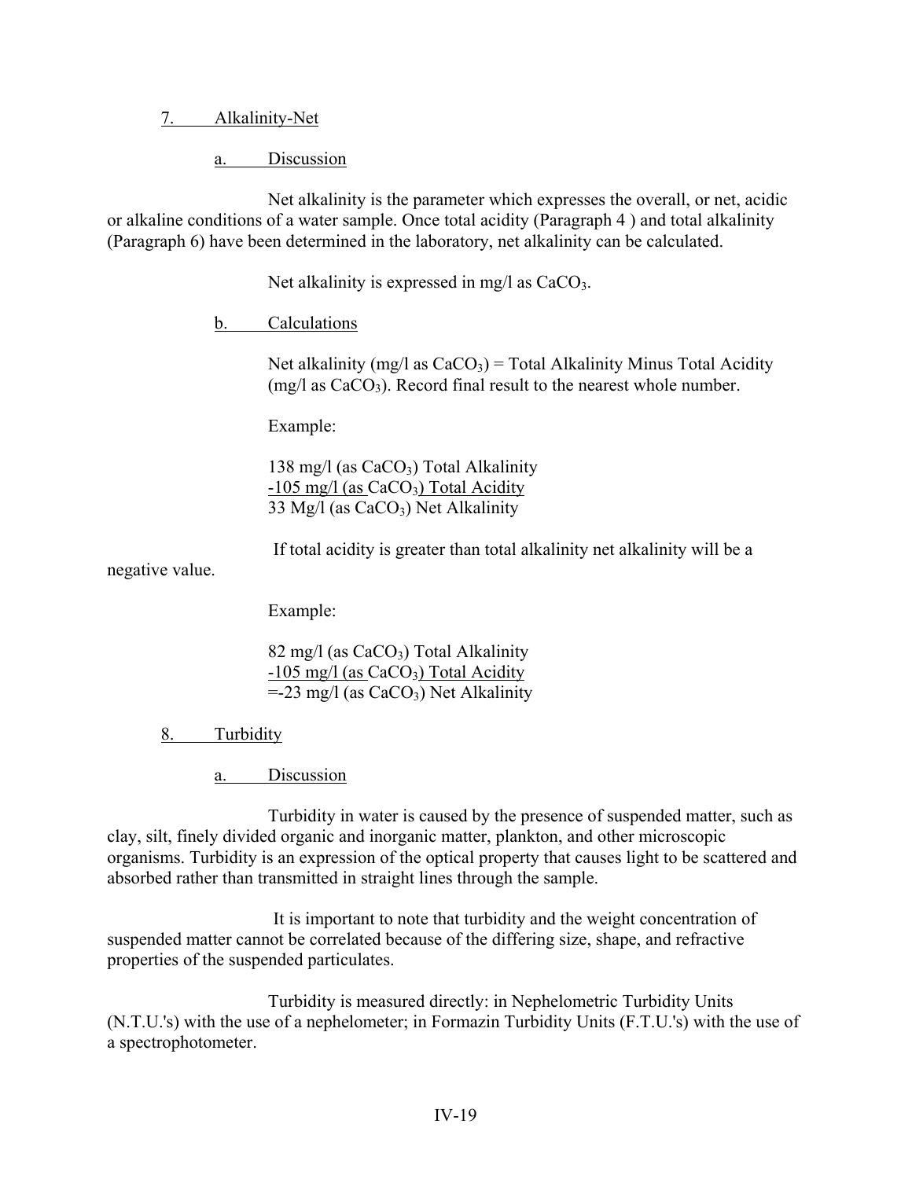## 7. Alkalinity-Net

### a. Discussion

Net alkalinity is the parameter which expresses the overall, or net, acidic or alkaline conditions of a water sample. Once total acidity (Paragraph 4 ) and total alkalinity (Paragraph 6) have been determined in the laboratory, net alkalinity can be calculated.

Net alkalinity is expressed in mg/l as $CaCO_3$.

### b. Calculations

Net alkalinity (mg/l as $CaCO_3$) = Total Alkalinity Minus Total Acidity (mg/l as $CaCO_3$). Record final result to the nearest whole number.

Example:

138 mg/l (as $CaCO_3$) Total Alkalinity
-105 mg/l (as $CaCO_3$) Total Acidity
33 Mg/l (as $CaCO_3$) Net Alkalinity

If total acidity is greater than total alkalinity net alkalinity will be a negative value.

Example:

82 mg/l (as $CaCO_3$) Total Alkalinity
-105 mg/l (as $CaCO_3$) Total Acidity
=-23 mg/l (as $CaCO_3$) Net Alkalinity

## 8. Turbidity

### a. Discussion

Turbidity in water is caused by the presence of suspended matter, such as clay, silt, finely divided organic and inorganic matter, plankton, and other microscopic organisms. Turbidity is an expression of the optical property that causes light to be scattered and absorbed rather than transmitted in straight lines through the sample.

It is important to note that turbidity and the weight concentration of suspended matter cannot be correlated because of the differing size, shape, and refractive properties of the suspended particulates.

Turbidity is measured directly: in Nephelometric Turbidity Units (N.T.U.'s) with the use of a nephelometer; in Formazin Turbidity Units (F.T.U.'s) with the use of a spectrophotometer.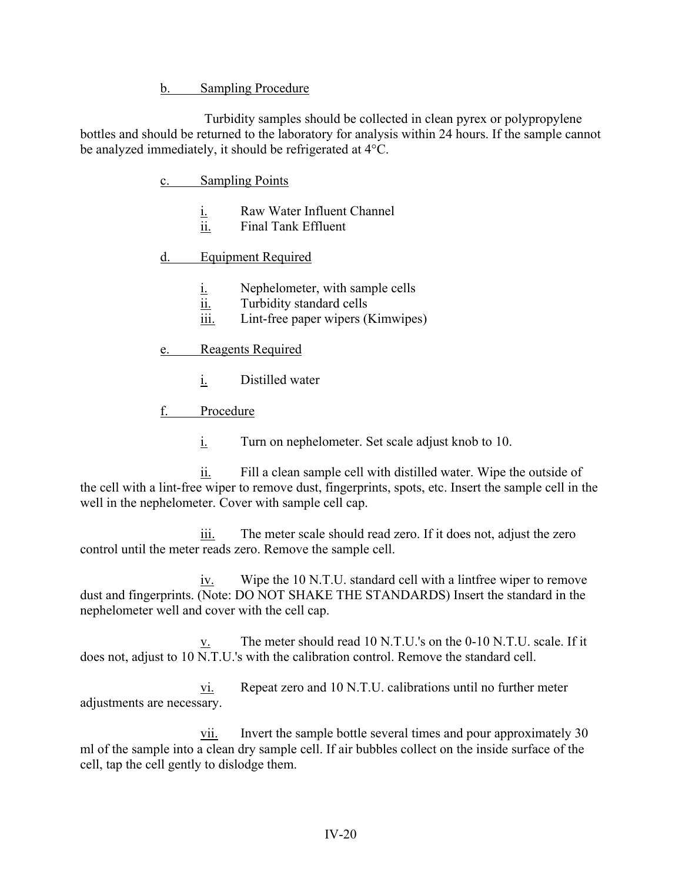b. Sampling Procedure

Turbidity samples should be collected in clean pyrex or polypropylene bottles and should be returned to the laboratory for analysis within 24 hours. If the sample cannot be analyzed immediately, it should be refrigerated at 4°C.

c. Sampling Points

i. Raw Water Influent Channel
ii. Final Tank Effluent

d. Equipment Required

i. Nephelometer, with sample cells
ii. Turbidity standard cells
iii. Lint-free paper wipers (Kimwipes)

e. Reagents Required

i. Distilled water

f. Procedure

i. Turn on nephelometer. Set scale adjust knob to 10.

ii. Fill a clean sample cell with distilled water. Wipe the outside of the cell with a lint-free wiper to remove dust, fingerprints, spots, etc. Insert the sample cell in the well in the nephelometer. Cover with sample cell cap.

iii. The meter scale should read zero. If it does not, adjust the zero control until the meter reads zero. Remove the sample cell.

iv. Wipe the 10 N.T.U. standard cell with a lintfree wiper to remove dust and fingerprints. (Note: DO NOT SHAKE THE STANDARDS) Insert the standard in the nephelometer well and cover with the cell cap.

v. The meter should read 10 N.T.U.'s on the 0-10 N.T.U. scale. If it does not, adjust to 10 N.T.U.'s with the calibration control. Remove the standard cell.

vi. Repeat zero and 10 N.T.U. calibrations until no further meter adjustments are necessary.

vii. Invert the sample bottle several times and pour approximately 30 ml of the sample into a clean dry sample cell. If air bubbles collect on the inside surface of the cell, tap the cell gently to dislodge them.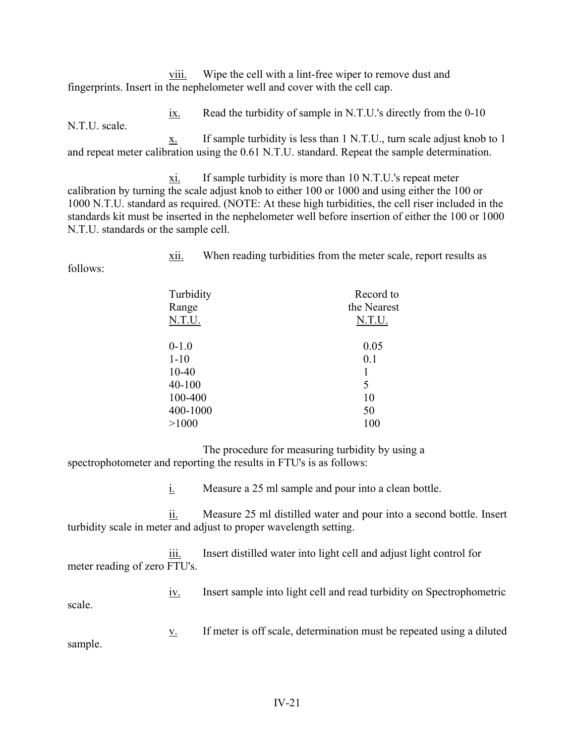viii. Wipe the cell with a lint-free wiper to remove dust and fingerprints. Insert in the nephelometer well and cover with the cell cap.

ix. Read the turbidity of sample in N.T.U.'s directly from the 0-10 N.T.U. scale.

x. If sample turbidity is less than 1 N.T.U., turn scale adjust knob to 1 and repeat meter calibration using the 0.61 N.T.U. standard. Repeat the sample determination.

xi. If sample turbidity is more than 10 N.T.U.'s repeat meter calibration by turning the scale adjust knob to either 100 or 1000 and using either the 100 or 1000 N.T.U. standard as required. (NOTE: At these high turbidities, the cell riser included in the standards kit must be inserted in the nephelometer well before insertion of either the 100 or 1000 N.T.U. standards or the sample cell.

xii. When reading turbidities from the meter scale, report results as follows:

| Turbidity Range N.T.U. | Record to the Nearest N.T.U. |
|---|---|
| 0-1.0 | 0.05 |
| 1-10 | 0.1 |
| 10-40 | 1 |
| 40-100 | 5 |
| 100-400 | 10 |
| 400-1000 | 50 |
| >1000 | 100 |

The procedure for measuring turbidity by using a spectrophotometer and reporting the results in FTU's is as follows:

i. Measure a 25 ml sample and pour into a clean bottle.

ii. Measure 25 ml distilled water and pour into a second bottle. Insert turbidity scale in meter and adjust to proper wavelength setting.

iii. Insert distilled water into light cell and adjust light control for meter reading of zero FTU's.

iv. Insert sample into light cell and read turbidity on Spectrophometric scale.

v. If meter is off scale, determination must be repeated using a diluted sample.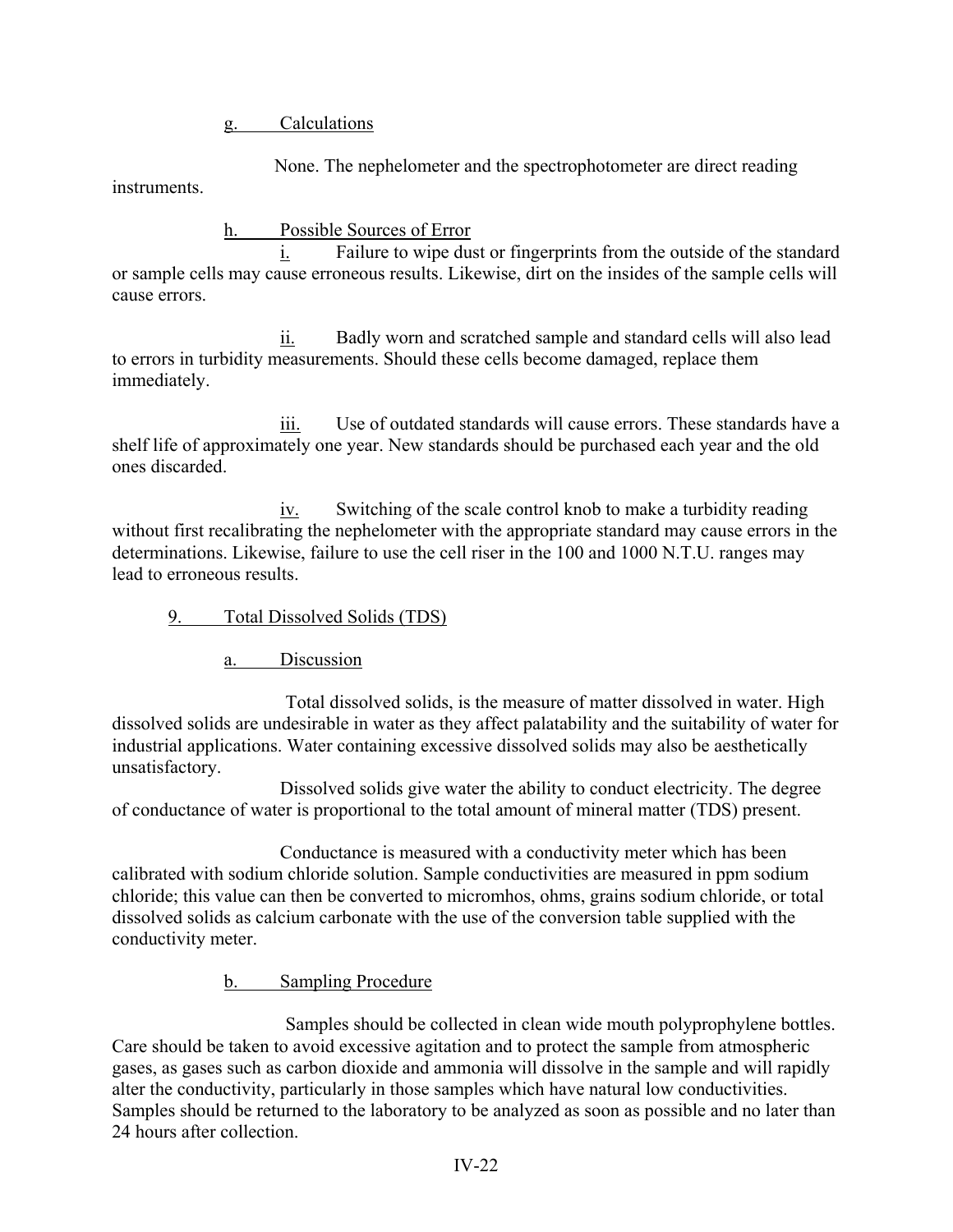g. Calculations

None. The nephelometer and the spectrophotometer are direct reading instruments.

h. Possible Sources of Error

i. Failure to wipe dust or fingerprints from the outside of the standard or sample cells may cause erroneous results. Likewise, dirt on the insides of the sample cells will cause errors.

ii. Badly worn and scratched sample and standard cells will also lead to errors in turbidity measurements. Should these cells become damaged, replace them immediately.

iii. Use of outdated standards will cause errors. These standards have a shelf life of approximately one year. New standards should be purchased each year and the old ones discarded.

iv. Switching of the scale control knob to make a turbidity reading without first recalibrating the nephelometer with the appropriate standard may cause errors in the determinations. Likewise, failure to use the cell riser in the 100 and 1000 N.T.U. ranges may lead to erroneous results.

9. Total Dissolved Solids (TDS)

a. Discussion

Total dissolved solids, is the measure of matter dissolved in water. High dissolved solids are undesirable in water as they affect palatability and the suitability of water for industrial applications. Water containing excessive dissolved solids may also be aesthetically unsatisfactory.

Dissolved solids give water the ability to conduct electricity. The degree of conductance of water is proportional to the total amount of mineral matter (TDS) present.

Conductance is measured with a conductivity meter which has been calibrated with sodium chloride solution. Sample conductivities are measured in ppm sodium chloride; this value can then be converted to micromhos, ohms, grains sodium chloride, or total dissolved solids as calcium carbonate with the use of the conversion table supplied with the conductivity meter.

b. Sampling Procedure

Samples should be collected in clean wide mouth polyprophylene bottles. Care should be taken to avoid excessive agitation and to protect the sample from atmospheric gases, as gases such as carbon dioxide and ammonia will dissolve in the sample and will rapidly alter the conductivity, particularly in those samples which have natural low conductivities. Samples should be returned to the laboratory to be analyzed as soon as possible and no later than 24 hours after collection.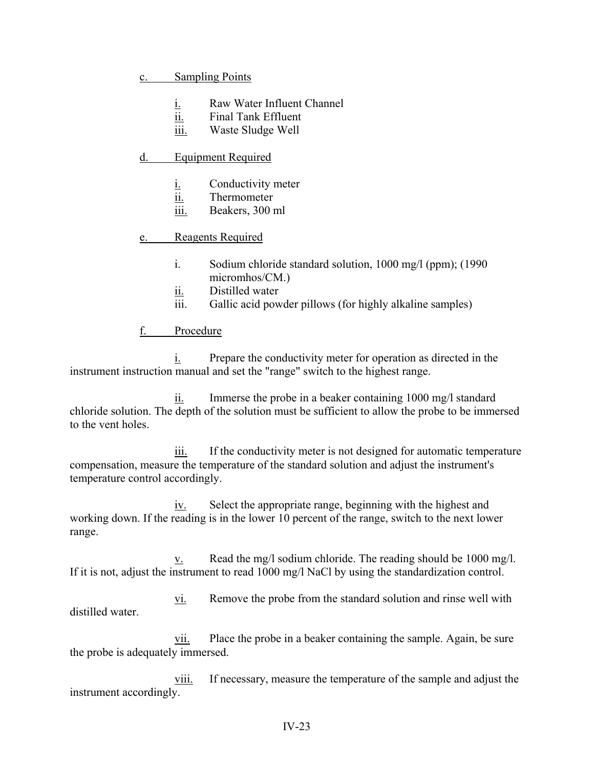c. Sampling Points

i. Raw Water Influent Channel
ii. Final Tank Effluent
iii. Waste Sludge Well

d. Equipment Required

i. Conductivity meter
ii. Thermometer
iii. Beakers, 300 ml

e. Reagents Required

i. Sodium chloride standard solution, 1000 mg/l (ppm); (1990 micromhos/CM.)
ii. Distilled water
iii. Gallic acid powder pillows (for highly alkaline samples)

f. Procedure

i. Prepare the conductivity meter for operation as directed in the instrument instruction manual and set the "range" switch to the highest range.

ii. Immerse the probe in a beaker containing 1000 mg/l standard chloride solution. The depth of the solution must be sufficient to allow the probe to be immersed to the vent holes.

iii. If the conductivity meter is not designed for automatic temperature compensation, measure the temperature of the standard solution and adjust the instrument's temperature control accordingly.

iv. Select the appropriate range, beginning with the highest and working down. If the reading is in the lower 10 percent of the range, switch to the next lower range.

v. Read the mg/l sodium chloride. The reading should be 1000 mg/l. If it is not, adjust the instrument to read 1000 mg/l NaCl by using the standardization control.

vi. Remove the probe from the standard solution and rinse well with distilled water.

vii. Place the probe in a beaker containing the sample. Again, be sure the probe is adequately immersed.

viii. If necessary, measure the temperature of the sample and adjust the instrument accordingly.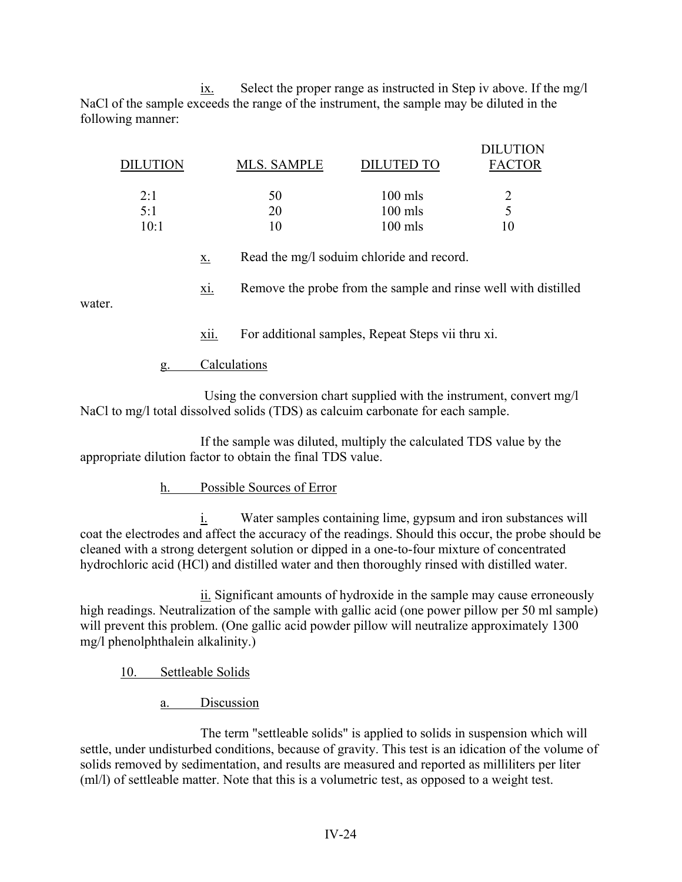ix. Select the proper range as instructed in Step iv above. If the mg/l NaCl of the sample exceeds the range of the instrument, the sample may be diluted in the following manner:

| DILUTION | MLS. SAMPLE | DILUTED TO | DILUTION FACTOR |
|---|---|---|---|
| 2:1 | 50 | 100 mls | 2 |
| 5:1 | 20 | 100 mls | 5 |
| 10:1 | 10 | 100 mls | 10 |

x. Read the mg/l soduim chloride and record.

xi. Remove the probe from the sample and rinse well with distilled water.

xii. For additional samples, Repeat Steps vii thru xi.

g. Calculations

Using the conversion chart supplied with the instrument, convert mg/l NaCl to mg/l total dissolved solids (TDS) as calcuim carbonate for each sample.

If the sample was diluted, multiply the calculated TDS value by the appropriate dilution factor to obtain the final TDS value.

h. Possible Sources of Error

i. Water samples containing lime, gypsum and iron substances will coat the electrodes and affect the accuracy of the readings. Should this occur, the probe should be cleaned with a strong detergent solution or dipped in a one-to-four mixture of concentrated hydrochloric acid (HCl) and distilled water and then thoroughly rinsed with distilled water.

ii. Significant amounts of hydroxide in the sample may cause erroneously high readings. Neutralization of the sample with gallic acid (one power pillow per 50 ml sample) will prevent this problem. (One gallic acid powder pillow will neutralize approximately 1300 mg/l phenolphthalein alkalinity.)

10. Settleable Solids

a. Discussion

The term "settleable solids" is applied to solids in suspension which will settle, under undisturbed conditions, because of gravity. This test is an idication of the volume of solids removed by sedimentation, and results are measured and reported as milliliters per liter (ml/l) of settleable matter. Note that this is a volumetric test, as opposed to a weight test.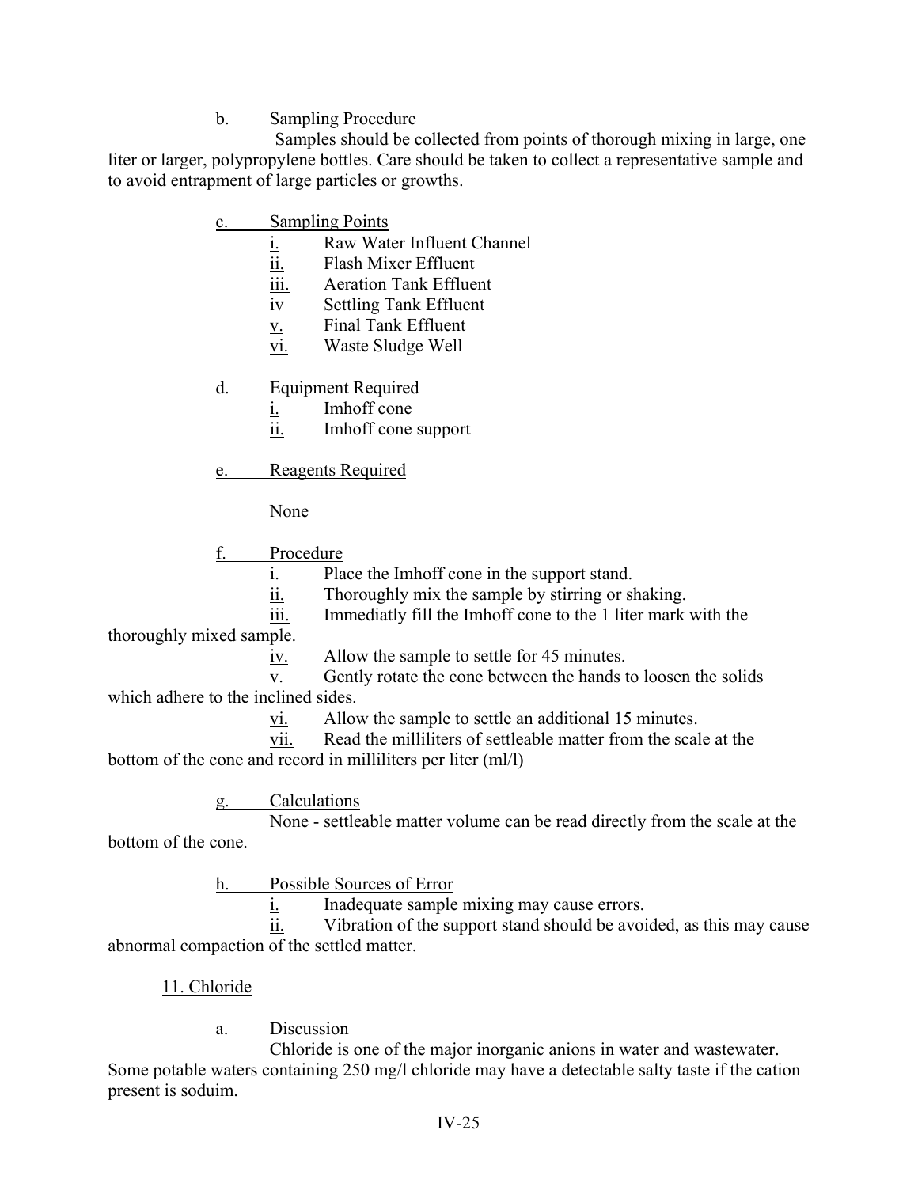b. Sampling Procedure

Samples should be collected from points of thorough mixing in large, one liter or larger, polypropylene bottles. Care should be taken to collect a representative sample and to avoid entrapment of large particles or growths.

c. Sampling Points

- i. Raw Water Influent Channel
- ii. Flash Mixer Effluent
- iii. Aeration Tank Effluent
- iv Settling Tank Effluent
- v. Final Tank Effluent
- vi. Waste Sludge Well

d. Equipment Required

- i. Imhoff cone
- ii. Imhoff cone support

e. Reagents Required

None

f. Procedure

- i. Place the Imhoff cone in the support stand.
- ii. Thoroughly mix the sample by stirring or shaking.
- iii. Immediatly fill the Imhoff cone to the 1 liter mark with the thoroughly mixed sample.
- iv. Allow the sample to settle for 45 minutes.
- v. Gently rotate the cone between the hands to loosen the solids which adhere to the inclined sides.
- vi. Allow the sample to settle an additional 15 minutes.
- vii. Read the milliliters of settleable matter from the scale at the bottom of the cone and record in milliliters per liter (ml/l)

g. Calculations

None - settleable matter volume can be read directly from the scale at the bottom of the cone.

h. Possible Sources of Error

- i. Inadequate sample mixing may cause errors.
- ii. Vibration of the support stand should be avoided, as this may cause abnormal compaction of the settled matter.

11. Chloride

a. Discussion

Chloride is one of the major inorganic anions in water and wastewater. Some potable waters containing 250 mg/l chloride may have a detectable salty taste if the cation present is soduim.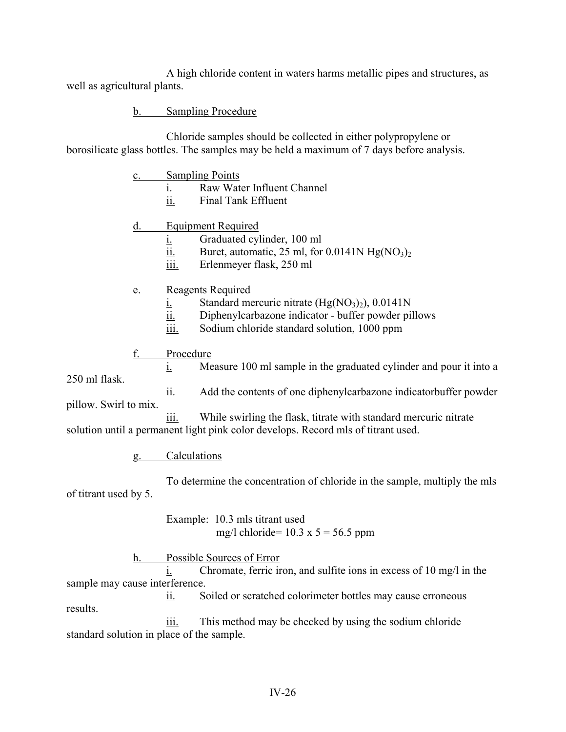A high chloride content in waters harms metallic pipes and structures, as well as agricultural plants.

b. Sampling Procedure

Chloride samples should be collected in either polypropylene or borosilicate glass bottles. The samples may be held a maximum of 7 days before analysis.

c. Sampling Points

i. Raw Water Influent Channel
ii. Final Tank Effluent

d. Equipment Required

i. Graduated cylinder, 100 ml
ii. Buret, automatic, 25 ml, for 0.0141N $Hg(NO_3)_2$
iii. Erlenmeyer flask, 250 ml

e. Reagents Required

i. Standard mercuric nitrate ($Hg(NO_3)_2$), 0.0141N
ii. Diphenylcarbazone indicator - buffer powder pillows
iii. Sodium chloride standard solution, 1000 ppm

f. Procedure

i. Measure 100 ml sample in the graduated cylinder and pour it into a 250 ml flask.
ii. Add the contents of one diphenylcarbazone indicatorbuffer powder pillow. Swirl to mix.
iii. While swirling the flask, titrate with standard mercuric nitrate solution until a permanent light pink color develops. Record mls of titrant used.

g. Calculations

To determine the concentration of chloride in the sample, multiply the mls of titrant used by 5.

Example: 10.3 mls titrant used
mg/l chloride= 10.3 x 5 = 56.5 ppm

h. Possible Sources of Error

i. Chromate, ferric iron, and sulfite ions in excess of 10 mg/l in the sample may cause interference.
ii. Soiled or scratched colorimeter bottles may cause erroneous results.
iii. This method may be checked by using the sodium chloride standard solution in place of the sample.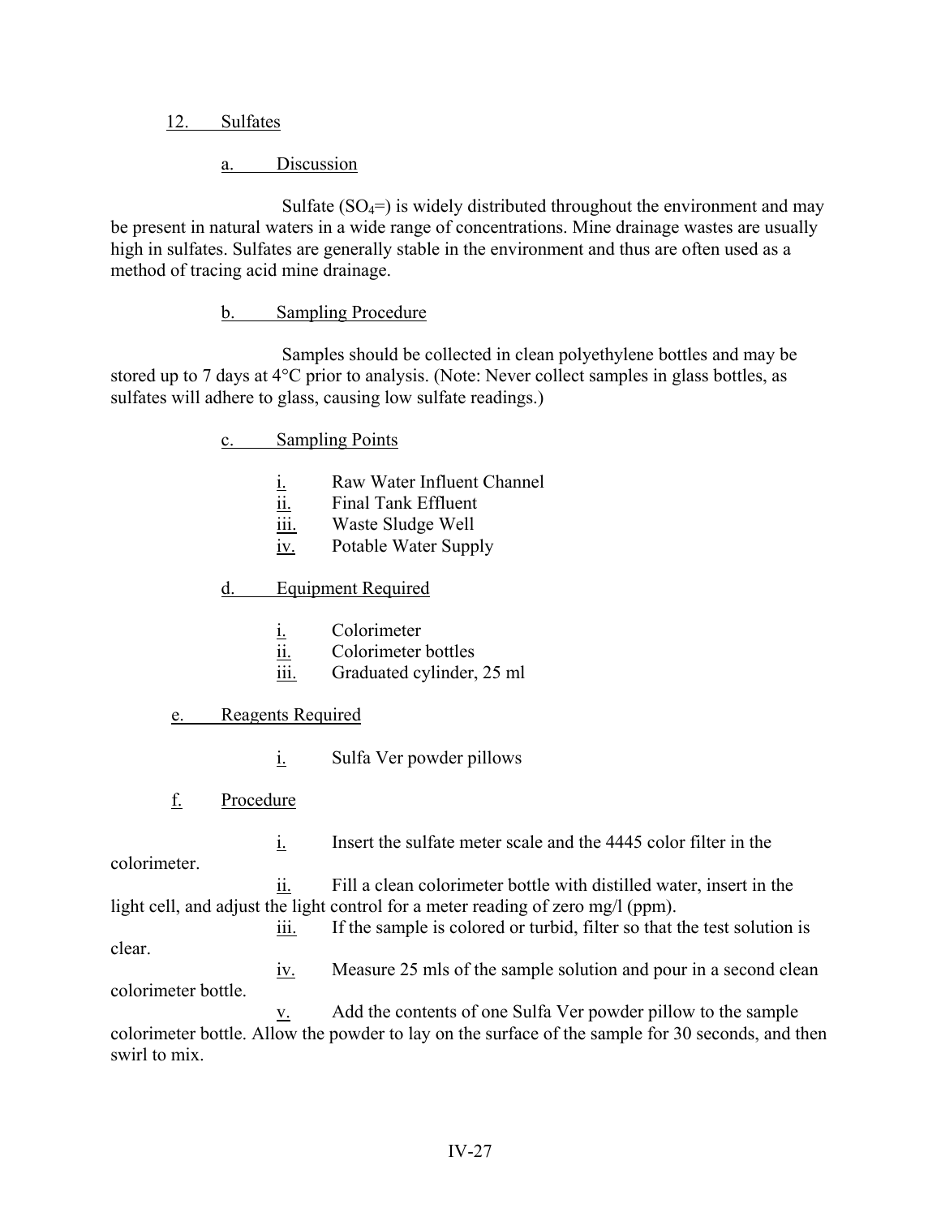## 12. Sulfates

### a. Discussion

Sulfate ($SO_4^=$) is widely distributed throughout the environment and may be present in natural waters in a wide range of concentrations. Mine drainage wastes are usually high in sulfates. Sulfates are generally stable in the environment and thus are often used as a method of tracing acid mine drainage.

### b. Sampling Procedure

Samples should be collected in clean polyethylene bottles and may be stored up to 7 days at 4°C prior to analysis. (Note: Never collect samples in glass bottles, as sulfates will adhere to glass, causing low sulfate readings.)

### c. Sampling Points

i. Raw Water Influent Channel
ii. Final Tank Effluent
iii. Waste Sludge Well
iv. Potable Water Supply

### d. Equipment Required

i. Colorimeter
ii. Colorimeter bottles
iii. Graduated cylinder, 25 ml

### e. Reagents Required

i. Sulfa Ver powder pillows

### f. Procedure

i. Insert the sulfate meter scale and the 4445 color filter in the colorimeter.

ii. Fill a clean colorimeter bottle with distilled water, insert in the light cell, and adjust the light control for a meter reading of zero mg/l (ppm).

iii. If the sample is colored or turbid, filter so that the test solution is clear.

iv. Measure 25 mls of the sample solution and pour in a second clean colorimeter bottle.

v. Add the contents of one Sulfa Ver powder pillow to the sample colorimeter bottle. Allow the powder to lay on the surface of the sample for 30 seconds, and then swirl to mix.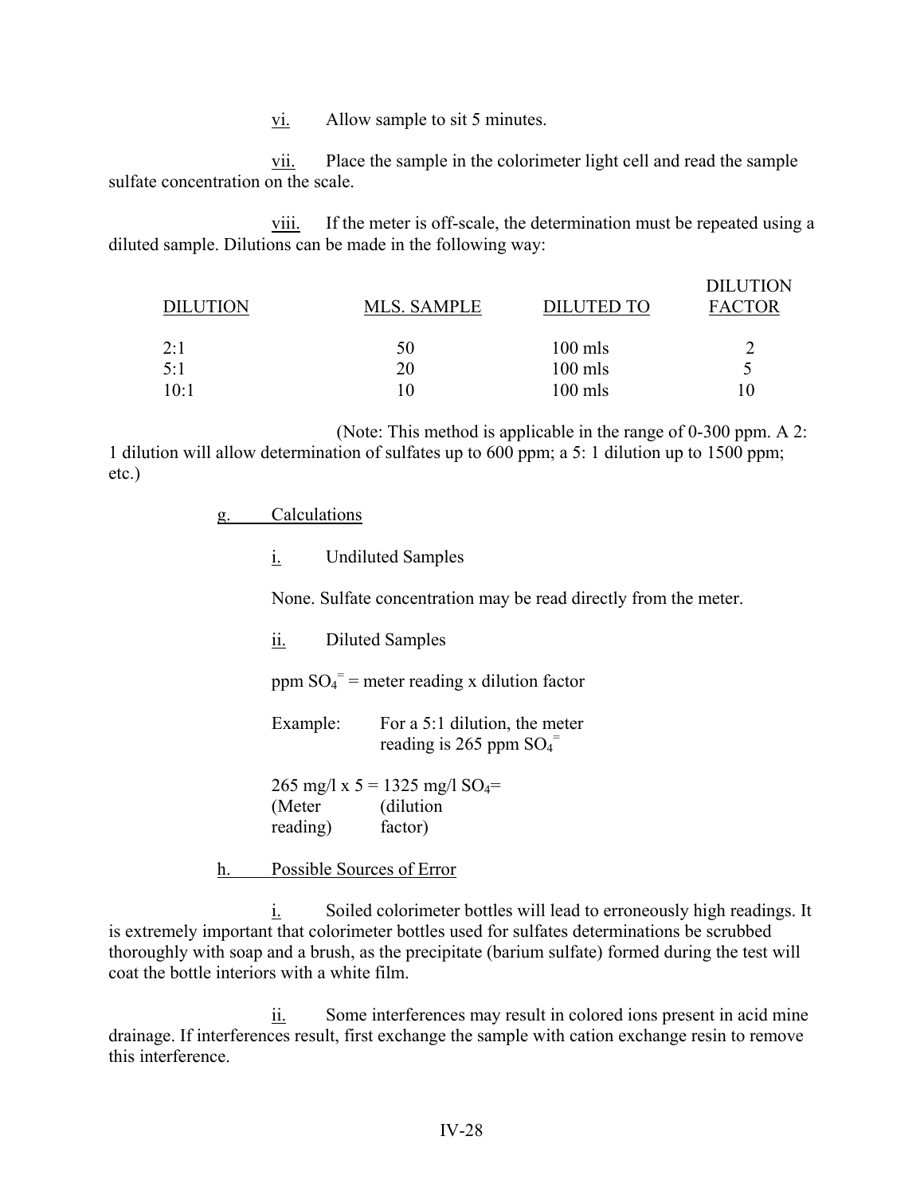vi. Allow sample to sit 5 minutes.

vii. Place the sample in the colorimeter light cell and read the sample sulfate concentration on the scale.

viii. If the meter is off-scale, the determination must be repeated using a diluted sample. Dilutions can be made in the following way:

| DILUTION | MLS. SAMPLE | DILUTED TO | DILUTION FACTOR |
|---|---|---|---|
| 2:1 | 50 | 100 mls | 2 |
| 5:1 | 20 | 100 mls | 5 |
| 10:1 | 10 | 100 mls | 10 |

(Note: This method is applicable in the range of 0-300 ppm. A 2: 1 dilution will allow determination of sulfates up to 600 ppm; a 5: 1 dilution up to 1500 ppm; etc.)

g. Calculations

i. Undiluted Samples

None. Sulfate concentration may be read directly from the meter.

ii. Diluted Samples

ppm $SO_4^{=}$ = meter reading x dilution factor

Example: For a 5:1 dilution, the meter reading is 265 ppm $SO_4^{=}$

265 mg/l x 5 = 1325 mg/l $SO_4$=
(Meter reading) (dilution factor)

h. Possible Sources of Error

i. Soiled colorimeter bottles will lead to erroneously high readings. It is extremely important that colorimeter bottles used for sulfates determinations be scrubbed thoroughly with soap and a brush, as the precipitate (barium sulfate) formed during the test will coat the bottle interiors with a white film.

ii. Some interferences may result in colored ions present in acid mine drainage. If interferences result, first exchange the sample with cation exchange resin to remove this interference.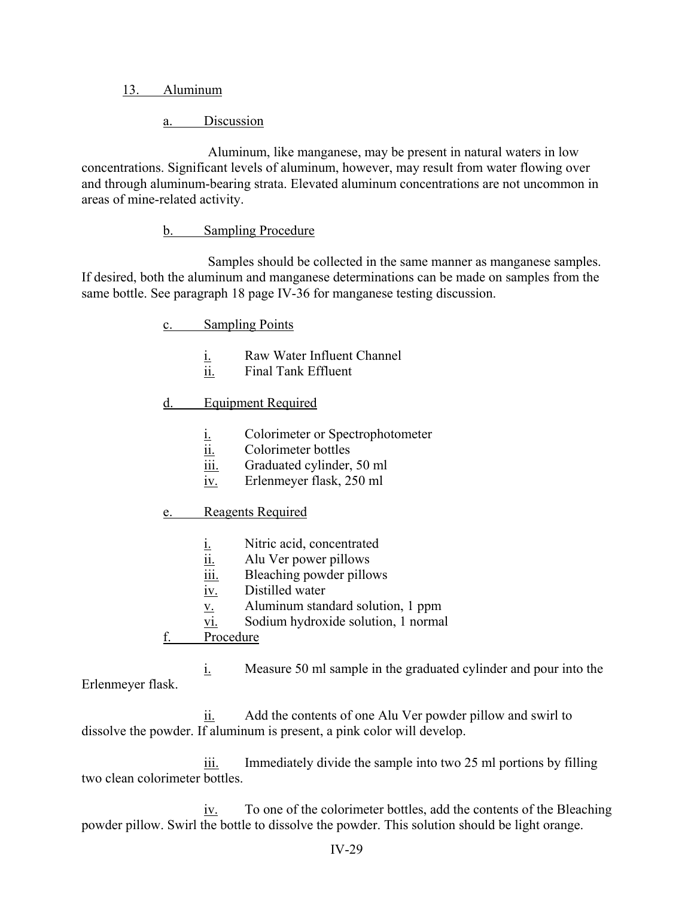## 13. Aluminum

### a. Discussion

Aluminum, like manganese, may be present in natural waters in low concentrations. Significant levels of aluminum, however, may result from water flowing over and through aluminum-bearing strata. Elevated aluminum concentrations are not uncommon in areas of mine-related activity.

### b. Sampling Procedure

Samples should be collected in the same manner as manganese samples. If desired, both the aluminum and manganese determinations can be made on samples from the same bottle. See paragraph 18 page IV-36 for manganese testing discussion.

### c. Sampling Points

i. Raw Water Influent Channel
ii. Final Tank Effluent

### d. Equipment Required

i. Colorimeter or Spectrophotometer
ii. Colorimeter bottles
iii. Graduated cylinder, 50 ml
iv. Erlenmeyer flask, 250 ml

### e. Reagents Required

i. Nitric acid, concentrated
ii. Alu Ver power pillows
iii. Bleaching powder pillows
iv. Distilled water
v. Aluminum standard solution, 1 ppm
vi. Sodium hydroxide solution, 1 normal

### f. Procedure

i. Measure 50 ml sample in the graduated cylinder and pour into the Erlenmeyer flask.

ii. Add the contents of one Alu Ver powder pillow and swirl to dissolve the powder. If aluminum is present, a pink color will develop.

iii. Immediately divide the sample into two 25 ml portions by filling two clean colorimeter bottles.

iv. To one of the colorimeter bottles, add the contents of the Bleaching powder pillow. Swirl the bottle to dissolve the powder. This solution should be light orange.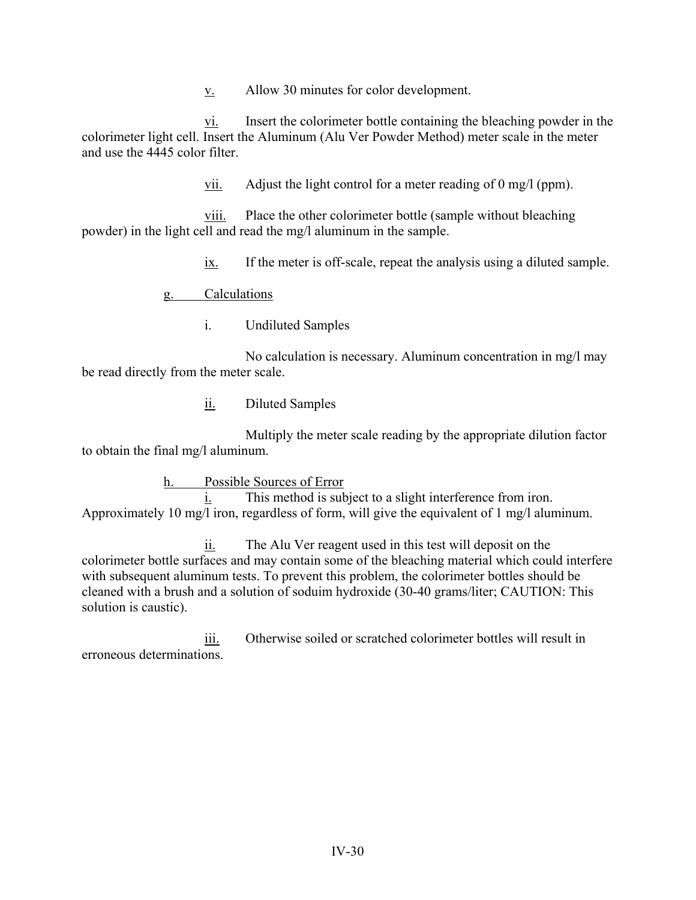v. Allow 30 minutes for color development.

vi. Insert the colorimeter bottle containing the bleaching powder in the colorimeter light cell. Insert the Aluminum (Alu Ver Powder Method) meter scale in the meter and use the 4445 color filter.

vii. Adjust the light control for a meter reading of 0 mg/l (ppm).

viii. Place the other colorimeter bottle (sample without bleaching powder) in the light cell and read the mg/l aluminum in the sample.

ix. If the meter is off-scale, repeat the analysis using a diluted sample.

g. Calculations

i. Undiluted Samples

No calculation is necessary. Aluminum concentration in mg/l may be read directly from the meter scale.

ii. Diluted Samples

Multiply the meter scale reading by the appropriate dilution factor to obtain the final mg/l aluminum.

h. Possible Sources of Error

i. This method is subject to a slight interference from iron. Approximately 10 mg/l iron, regardless of form, will give the equivalent of 1 mg/l aluminum.

ii. The Alu Ver reagent used in this test will deposit on the colorimeter bottle surfaces and may contain some of the bleaching material which could interfere with subsequent aluminum tests. To prevent this problem, the colorimeter bottles should be cleaned with a brush and a solution of soduim hydroxide (30-40 grams/liter; CAUTION: This solution is caustic).

iii. Otherwise soiled or scratched colorimeter bottles will result in erroneous determinations.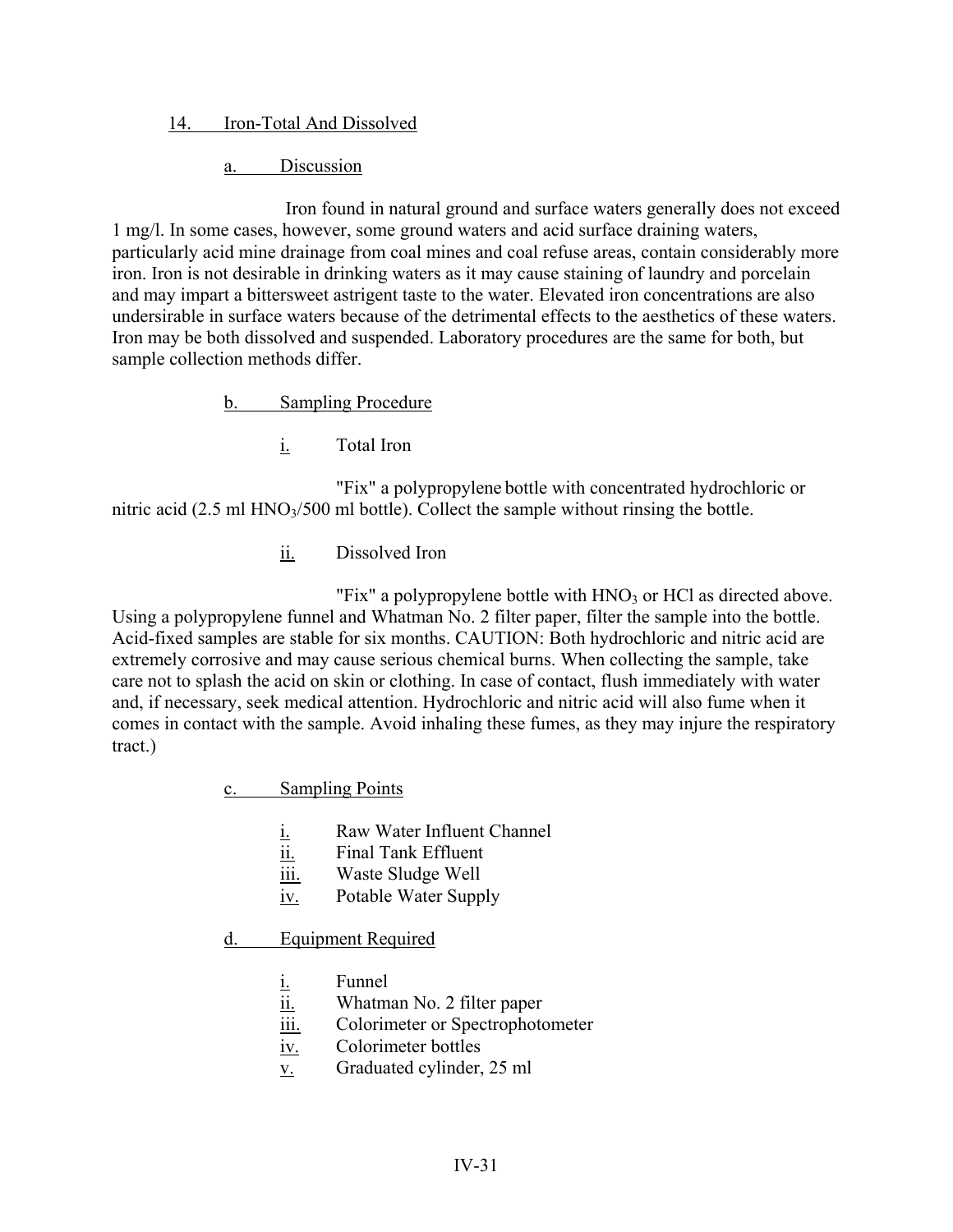## 14. Iron-Total And Dissolved

### a. Discussion

Iron found in natural ground and surface waters generally does not exceed 1 mg/l. In some cases, however, some ground waters and acid surface draining waters, particularly acid mine drainage from coal mines and coal refuse areas, contain considerably more iron. Iron is not desirable in drinking waters as it may cause staining of laundry and porcelain and may impart a bittersweet astrigent taste to the water. Elevated iron concentrations are also undersirable in surface waters because of the detrimental effects to the aesthetics of these waters. Iron may be both dissolved and suspended. Laboratory procedures are the same for both, but sample collection methods differ.

### b. Sampling Procedure

#### i. Total Iron

"Fix" a polypropylene bottle with concentrated hydrochloric or nitric acid (2.5 ml $HNO_3$/500 ml bottle). Collect the sample without rinsing the bottle.

#### ii. Dissolved Iron

"Fix" a polypropylene bottle with $HNO_3$ or HCl as directed above. Using a polypropylene funnel and Whatman No. 2 filter paper, filter the sample into the bottle. Acid-fixed samples are stable for six months. CAUTION: Both hydrochloric and nitric acid are extremely corrosive and may cause serious chemical burns. When collecting the sample, take care not to splash the acid on skin or clothing. In case of contact, flush immediately with water and, if necessary, seek medical attention. Hydrochloric and nitric acid will also fume when it comes in contact with the sample. Avoid inhaling these fumes, as they may injure the respiratory tract.)

### c. Sampling Points

- i. Raw Water Influent Channel
- ii. Final Tank Effluent
- iii. Waste Sludge Well
- iv. Potable Water Supply

### d. Equipment Required

- i. Funnel
- ii. Whatman No. 2 filter paper
- iii. Colorimeter or Spectrophotometer
- iv. Colorimeter bottles
- v. Graduated cylinder, 25 ml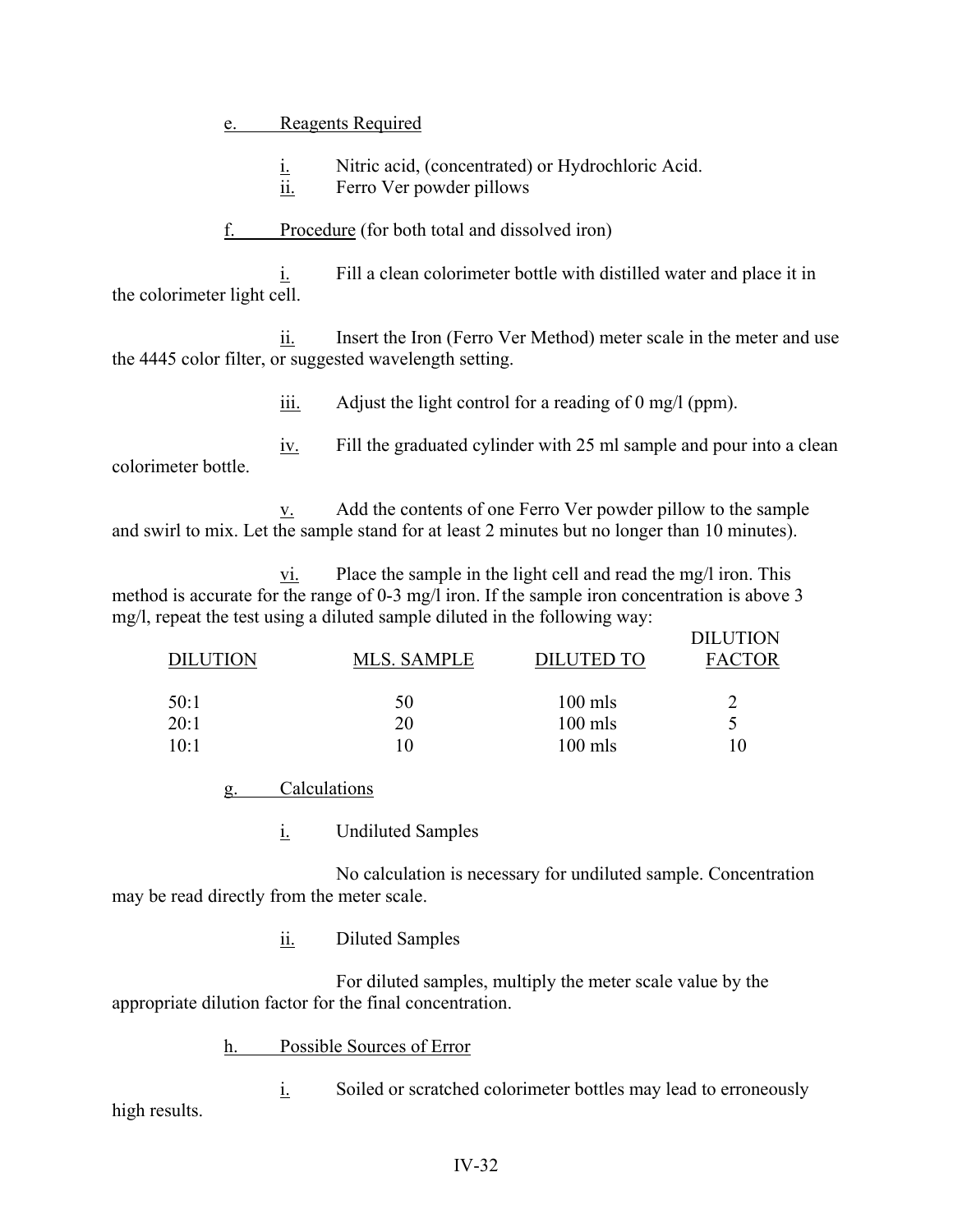e. Reagents Required

i. Nitric acid, (concentrated) or Hydrochloric Acid.
ii. Ferro Ver powder pillows

f. Procedure (for both total and dissolved iron)

i. Fill a clean colorimeter bottle with distilled water and place it in the colorimeter light cell.

ii. Insert the Iron (Ferro Ver Method) meter scale in the meter and use the 4445 color filter, or suggested wavelength setting.

iii. Adjust the light control for a reading of 0 mg/l (ppm).

iv. Fill the graduated cylinder with 25 ml sample and pour into a clean colorimeter bottle.

v. Add the contents of one Ferro Ver powder pillow to the sample and swirl to mix. Let the sample stand for at least 2 minutes but no longer than 10 minutes).

vi. Place the sample in the light cell and read the mg/l iron. This method is accurate for the range of 0-3 mg/l iron. If the sample iron concentration is above 3 mg/l, repeat the test using a diluted sample diluted in the following way:

| DILUTION | MLS. SAMPLE | DILUTED TO | DILUTION FACTOR |
|---|---|---|---|
| 50:1 | 50 | 100 mls | 2 |
| 20:1 | 20 | 100 mls | 5 |
| 10:1 | 10 | 100 mls | 10 |

g. Calculations

i. Undiluted Samples

No calculation is necessary for undiluted sample. Concentration may be read directly from the meter scale.

ii. Diluted Samples

For diluted samples, multiply the meter scale value by the appropriate dilution factor for the final concentration.

h. Possible Sources of Error

i. Soiled or scratched colorimeter bottles may lead to erroneously high results.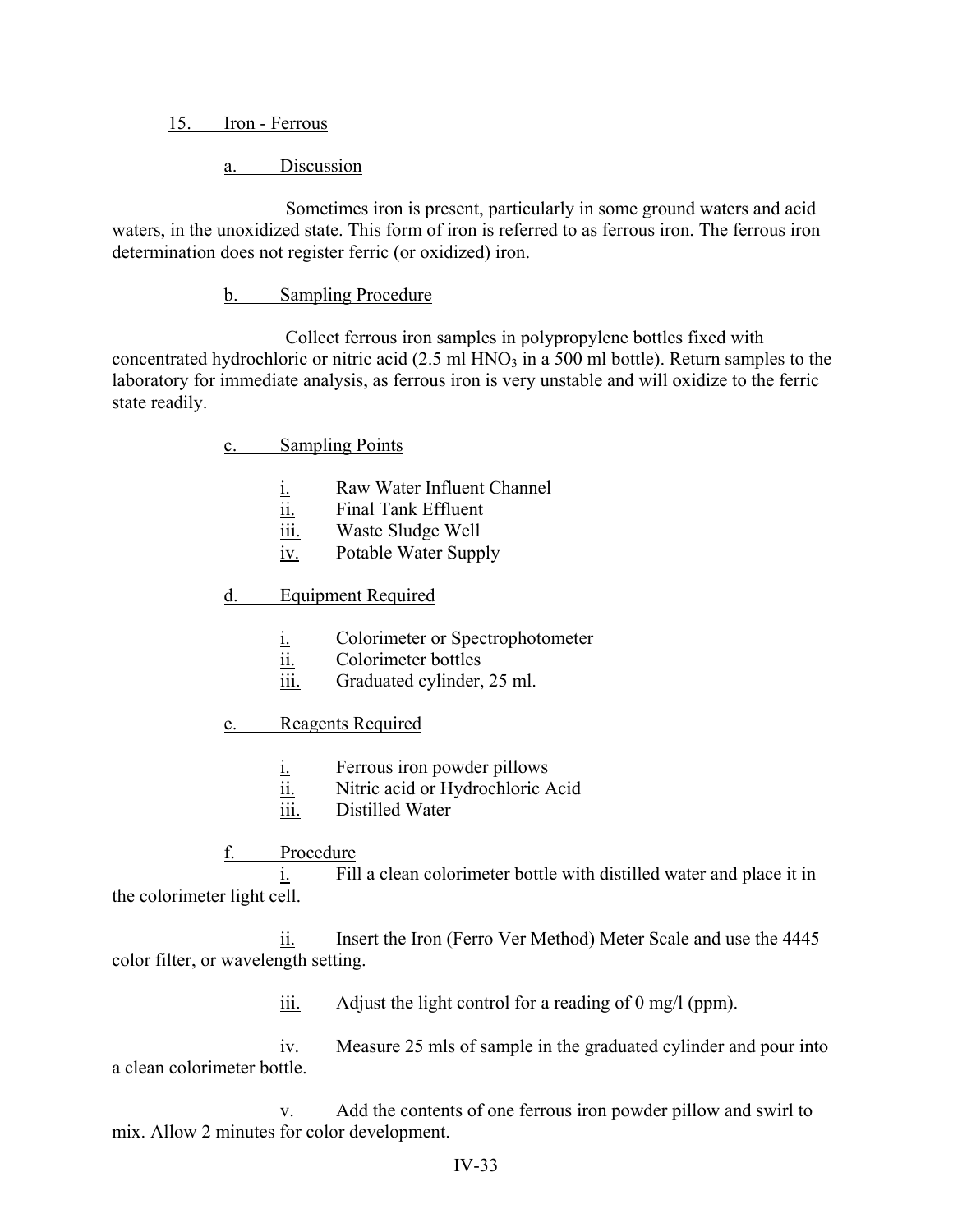### 15. Iron - Ferrous

#### a. Discussion

Sometimes iron is present, particularly in some ground waters and acid waters, in the unoxidized state. This form of iron is referred to as ferrous iron. The ferrous iron determination does not register ferric (or oxidized) iron.

#### b. Sampling Procedure

Collect ferrous iron samples in polypropylene bottles fixed with concentrated hydrochloric or nitric acid (2.5 ml $HNO_3$ in a 500 ml bottle). Return samples to the laboratory for immediate analysis, as ferrous iron is very unstable and will oxidize to the ferric state readily.

#### c. Sampling Points

- i. Raw Water Influent Channel
- ii. Final Tank Effluent
- iii. Waste Sludge Well
- iv. Potable Water Supply

#### d. Equipment Required

- i. Colorimeter or Spectrophotometer
- ii. Colorimeter bottles
- iii. Graduated cylinder, 25 ml.

#### e. Reagents Required

- i. Ferrous iron powder pillows
- ii. Nitric acid or Hydrochloric Acid
- iii. Distilled Water

#### f. Procedure

i. Fill a clean colorimeter bottle with distilled water and place it in the colorimeter light cell.

ii. Insert the Iron (Ferro Ver Method) Meter Scale and use the 4445 color filter, or wavelength setting.

iii. Adjust the light control for a reading of 0 mg/l (ppm).

iv. Measure 25 mls of sample in the graduated cylinder and pour into a clean colorimeter bottle.

v. Add the contents of one ferrous iron powder pillow and swirl to mix. Allow 2 minutes for color development.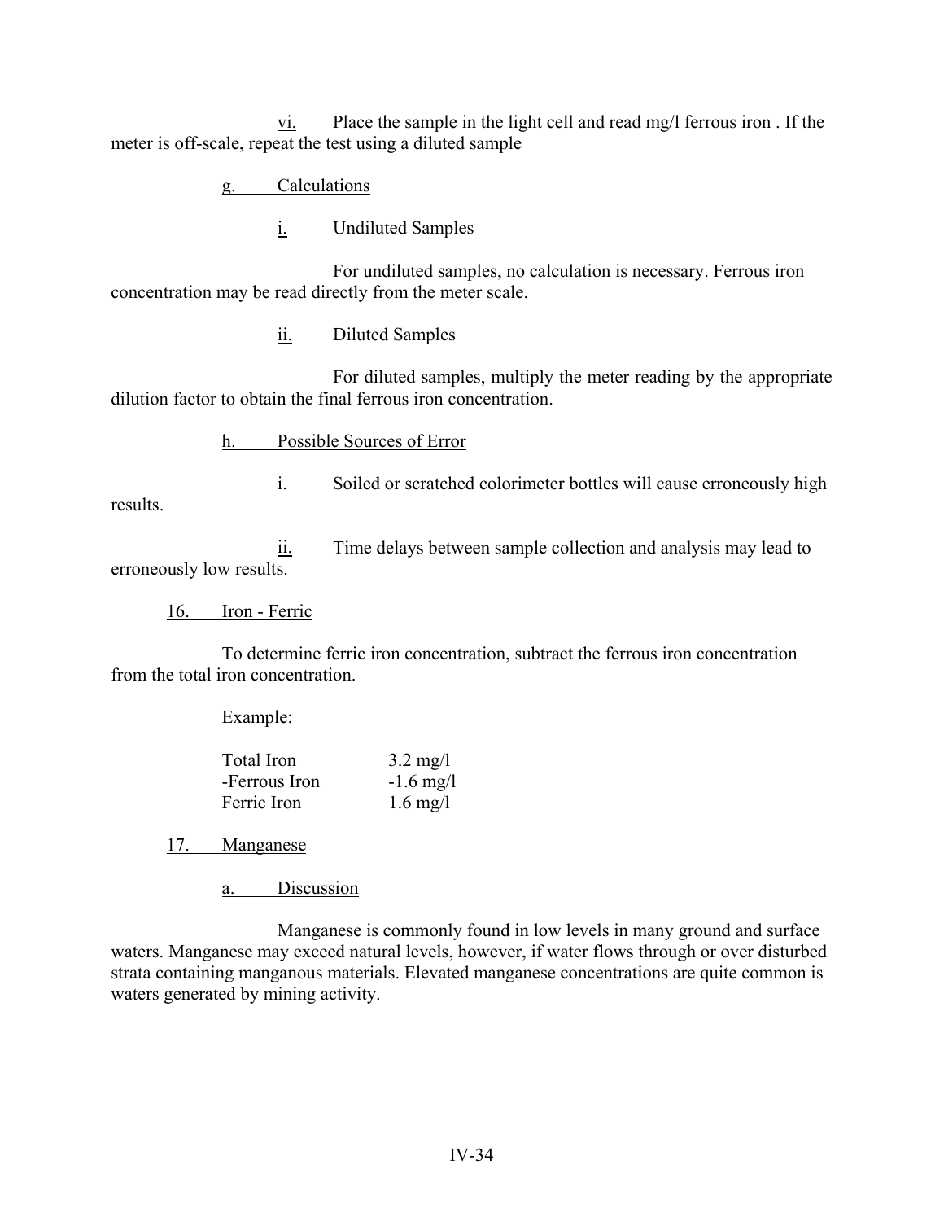vi. Place the sample in the light cell and read mg/l ferrous iron . If the meter is off-scale, repeat the test using a diluted sample

g. Calculations

i. Undiluted Samples

For undiluted samples, no calculation is necessary. Ferrous iron concentration may be read directly from the meter scale.

ii. Diluted Samples

For diluted samples, multiply the meter reading by the appropriate dilution factor to obtain the final ferrous iron concentration.

h. Possible Sources of Error

i. Soiled or scratched colorimeter bottles will cause erroneously high results.

ii. Time delays between sample collection and analysis may lead to erroneously low results.

16. Iron - Ferric

To determine ferric iron concentration, subtract the ferrous iron concentration from the total iron concentration.

Example:

| | |
|---|---|
| Total Iron | 3.2 mg/l |
| -Ferrous Iron | -1.6 mg/l |
| Ferric Iron | 1.6 mg/l |

17. Manganese

a. Discussion

Manganese is commonly found in low levels in many ground and surface waters. Manganese may exceed natural levels, however, if water flows through or over disturbed strata containing manganous materials. Elevated manganese concentrations are quite common is waters generated by mining activity.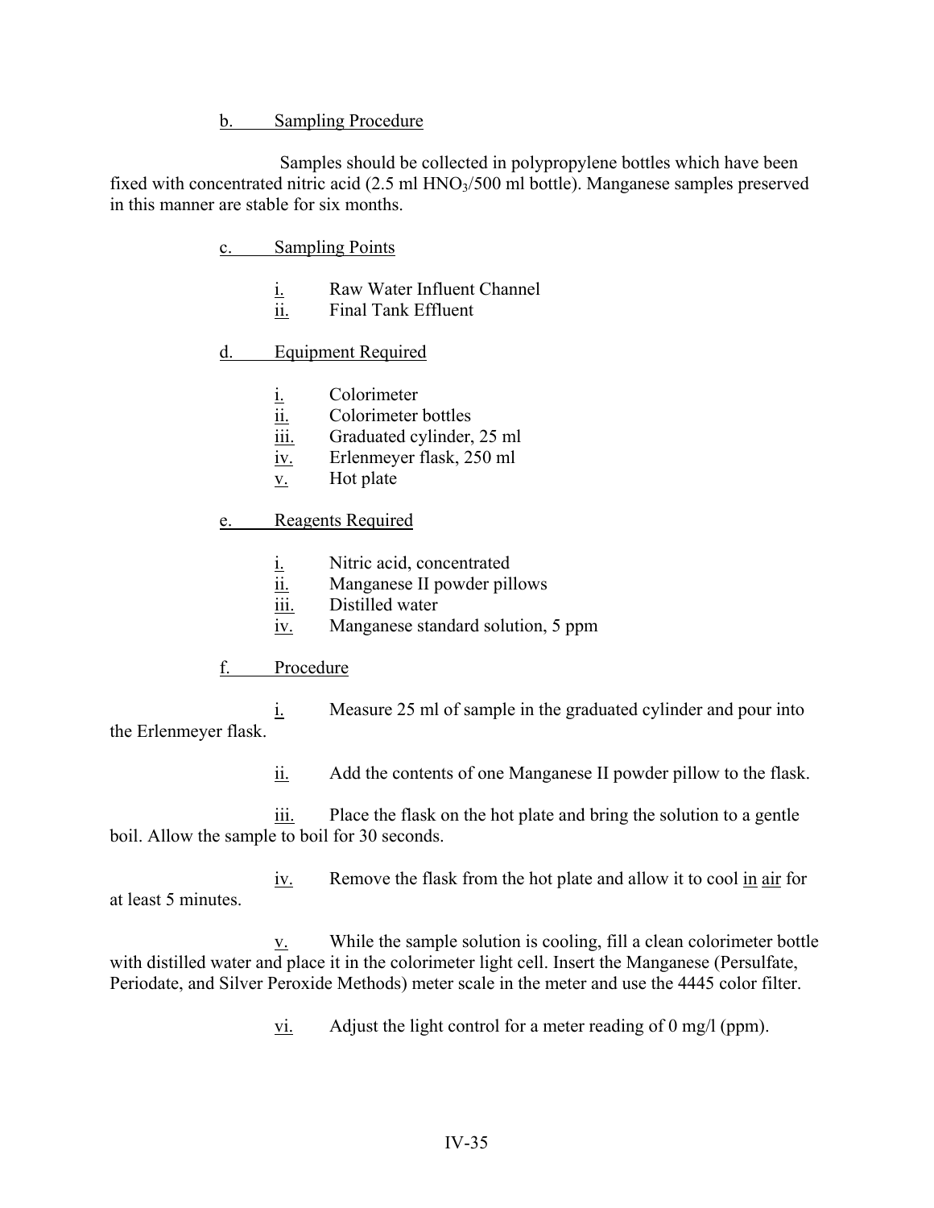b. Sampling Procedure

Samples should be collected in polypropylene bottles which have been fixed with concentrated nitric acid (2.5 ml $HNO_3$/500 ml bottle). Manganese samples preserved in this manner are stable for six months.

c. Sampling Points

i. Raw Water Influent Channel
ii. Final Tank Effluent

d. Equipment Required

i. Colorimeter
ii. Colorimeter bottles
iii. Graduated cylinder, 25 ml
iv. Erlenmeyer flask, 250 ml
v. Hot plate

e. Reagents Required

i. Nitric acid, concentrated
ii. Manganese II powder pillows
iii. Distilled water
iv. Manganese standard solution, 5 ppm

f. Procedure

i. Measure 25 ml of sample in the graduated cylinder and pour into the Erlenmeyer flask.

ii. Add the contents of one Manganese II powder pillow to the flask.

iii. Place the flask on the hot plate and bring the solution to a gentle boil. Allow the sample to boil for 30 seconds.

iv. Remove the flask from the hot plate and allow it to cool in air for at least 5 minutes.

v. While the sample solution is cooling, fill a clean colorimeter bottle with distilled water and place it in the colorimeter light cell. Insert the Manganese (Persulfate, Periodate, and Silver Peroxide Methods) meter scale in the meter and use the 4445 color filter.

vi. Adjust the light control for a meter reading of 0 mg/l (ppm).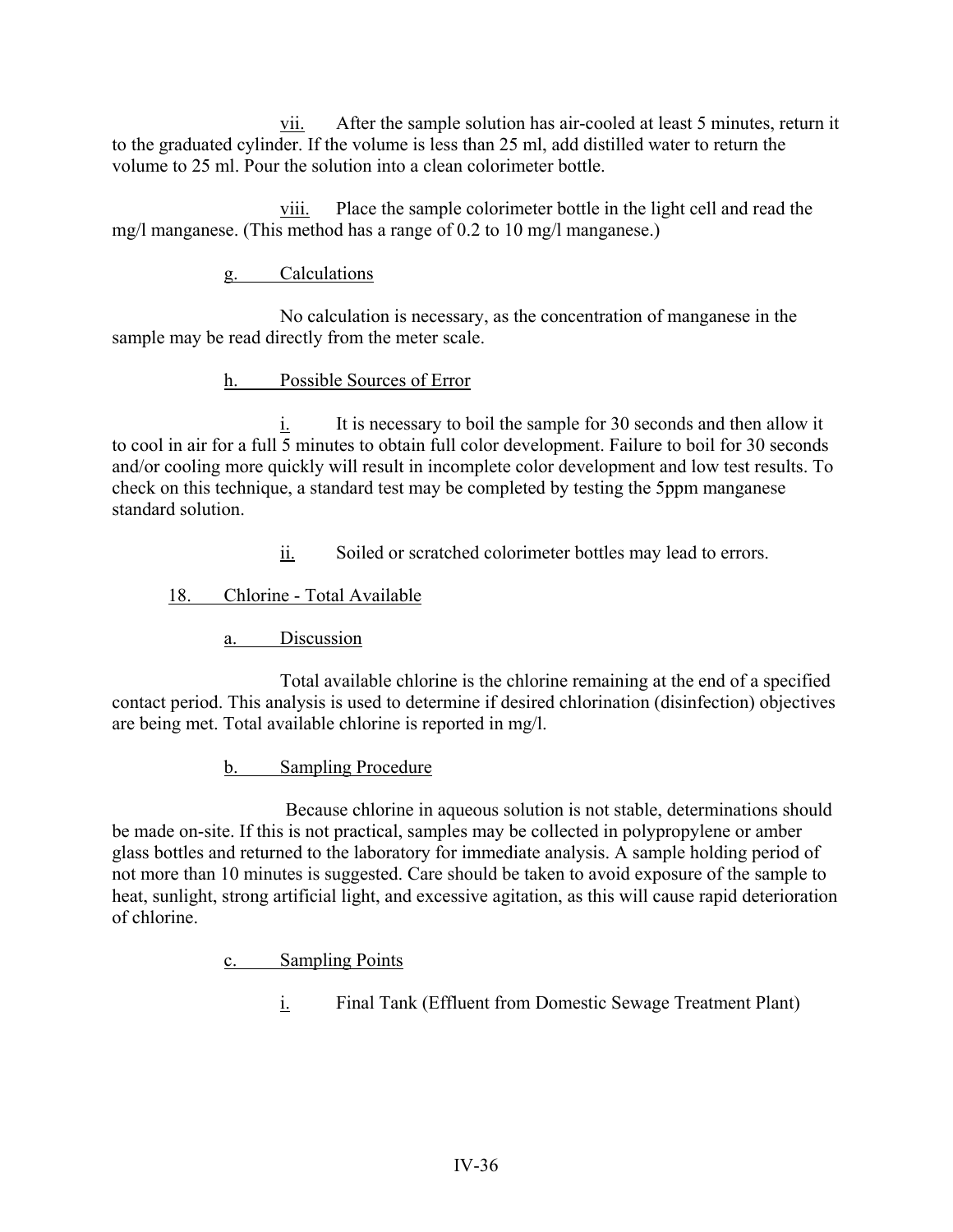vii. After the sample solution has air-cooled at least 5 minutes, return it to the graduated cylinder. If the volume is less than 25 ml, add distilled water to return the volume to 25 ml. Pour the solution into a clean colorimeter bottle.

viii. Place the sample colorimeter bottle in the light cell and read the mg/l manganese. (This method has a range of 0.2 to 10 mg/l manganese.)

g. Calculations

No calculation is necessary, as the concentration of manganese in the sample may be read directly from the meter scale.

h. Possible Sources of Error

i. It is necessary to boil the sample for 30 seconds and then allow it to cool in air for a full 5 minutes to obtain full color development. Failure to boil for 30 seconds and/or cooling more quickly will result in incomplete color development and low test results. To check on this technique, a standard test may be completed by testing the 5ppm manganese standard solution.

ii. Soiled or scratched colorimeter bottles may lead to errors.

## 18. Chlorine - Total Available

a. Discussion

Total available chlorine is the chlorine remaining at the end of a specified contact period. This analysis is used to determine if desired chlorination (disinfection) objectives are being met. Total available chlorine is reported in mg/l.

b. Sampling Procedure

Because chlorine in aqueous solution is not stable, determinations should be made on-site. If this is not practical, samples may be collected in polypropylene or amber glass bottles and returned to the laboratory for immediate analysis. A sample holding period of not more than 10 minutes is suggested. Care should be taken to avoid exposure of the sample to heat, sunlight, strong artificial light, and excessive agitation, as this will cause rapid deterioration of chlorine.

c. Sampling Points

i. Final Tank (Effluent from Domestic Sewage Treatment Plant)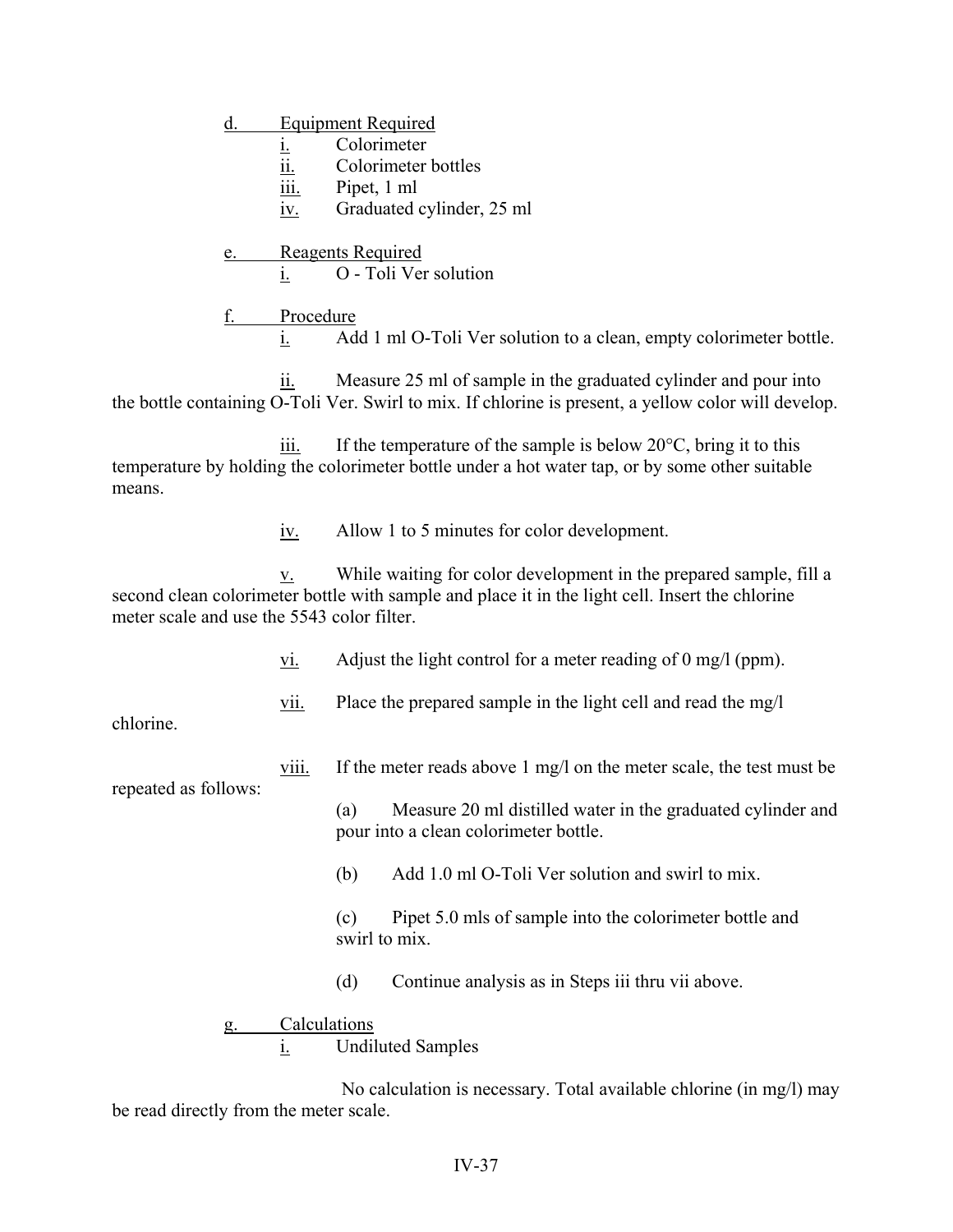d. Equipment Required

i. Colorimeter
ii. Colorimeter bottles
iii. Pipet, 1 ml
iv. Graduated cylinder, 25 ml

e. Reagents Required

i. O - Toli Ver solution

f. Procedure

i. Add 1 ml O-Toli Ver solution to a clean, empty colorimeter bottle.

ii. Measure 25 ml of sample in the graduated cylinder and pour into the bottle containing O-Toli Ver. Swirl to mix. If chlorine is present, a yellow color will develop.

iii. If the temperature of the sample is below 20°C, bring it to this temperature by holding the colorimeter bottle under a hot water tap, or by some other suitable means.

iv. Allow 1 to 5 minutes for color development.

v. While waiting for color development in the prepared sample, fill a second clean colorimeter bottle with sample and place it in the light cell. Insert the chlorine meter scale and use the 5543 color filter.

vi. Adjust the light control for a meter reading of 0 mg/l (ppm).

vii. Place the prepared sample in the light cell and read the mg/l chlorine.

viii. If the meter reads above 1 mg/l on the meter scale, the test must be repeated as follows:

(a) Measure 20 ml distilled water in the graduated cylinder and pour into a clean colorimeter bottle.

(b) Add 1.0 ml O-Toli Ver solution and swirl to mix.

(c) Pipet 5.0 mls of sample into the colorimeter bottle and swirl to mix.

(d) Continue analysis as in Steps iii thru vii above.

g. Calculations

i. Undiluted Samples

No calculation is necessary. Total available chlorine (in mg/l) may be read directly from the meter scale.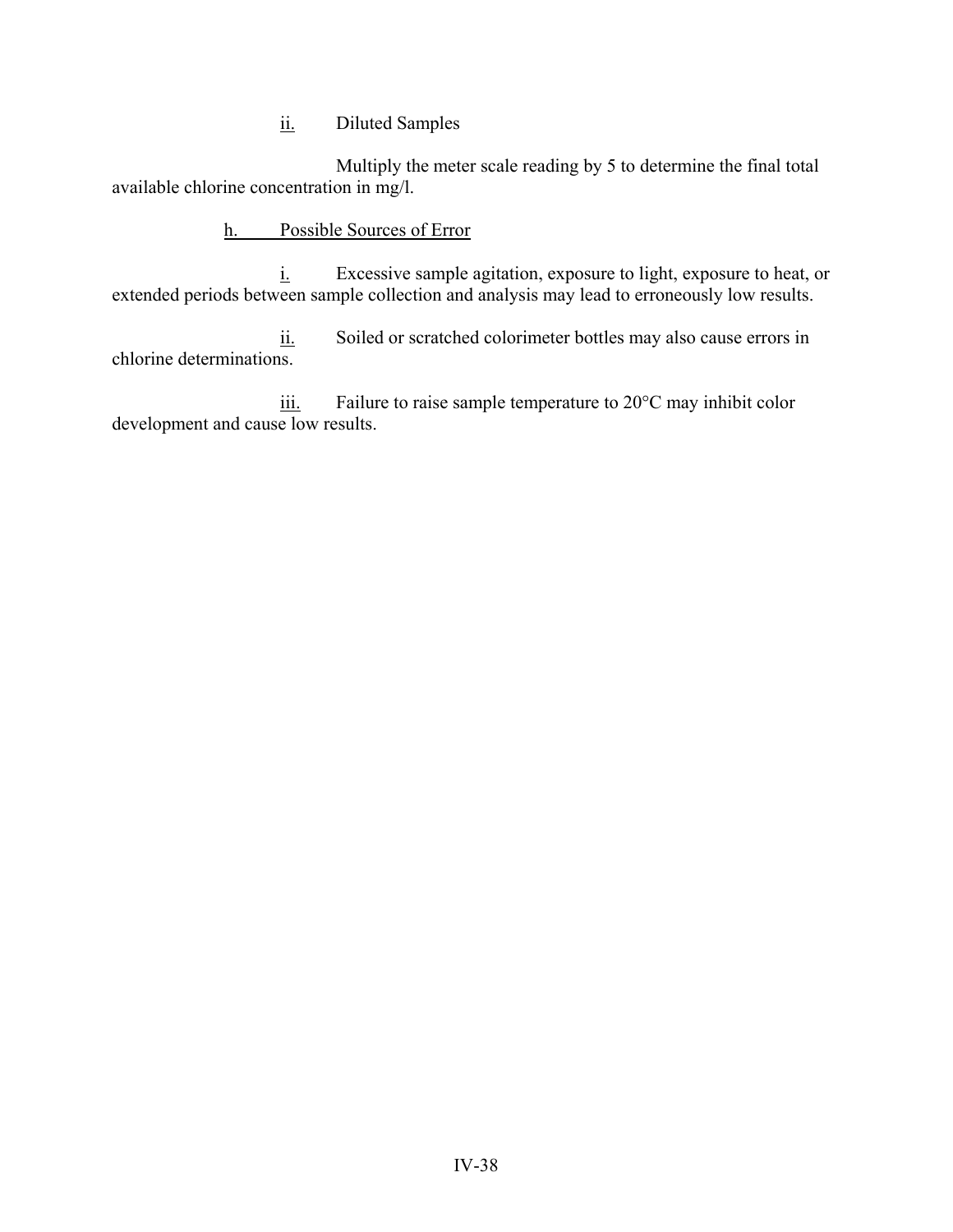ii. Diluted Samples

Multiply the meter scale reading by 5 to determine the final total available chlorine concentration in mg/l.

h. Possible Sources of Error

i. Excessive sample agitation, exposure to light, exposure to heat, or extended periods between sample collection and analysis may lead to erroneously low results.

ii. Soiled or scratched colorimeter bottles may also cause errors in chlorine determinations.

iii. Failure to raise sample temperature to 20°C may inhibit color development and cause low results.